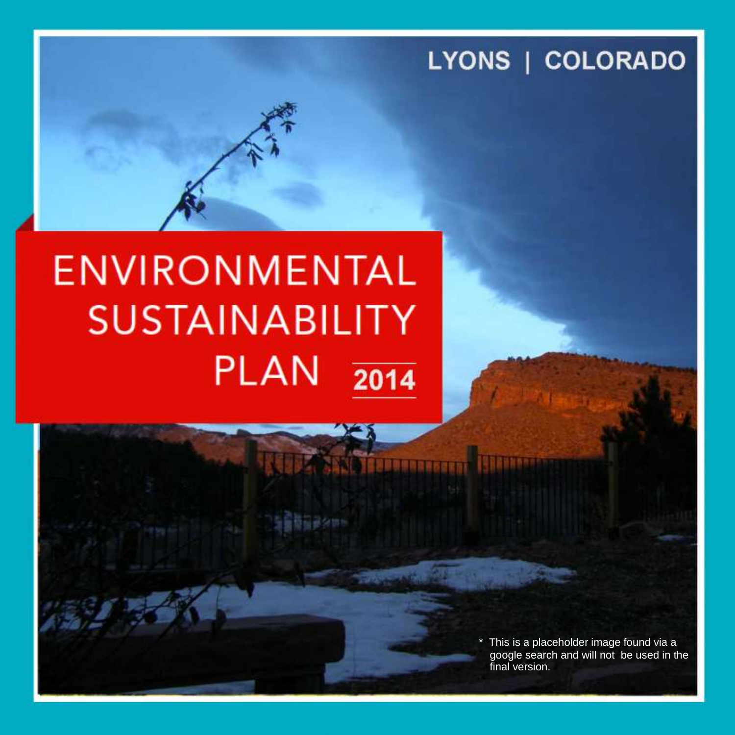LYONS | COLORADO

# ENVIRONMENTAL SUSTAINABILITY PLAN 2014

* This is a placeholder image found via a google search and will not be used in the final version.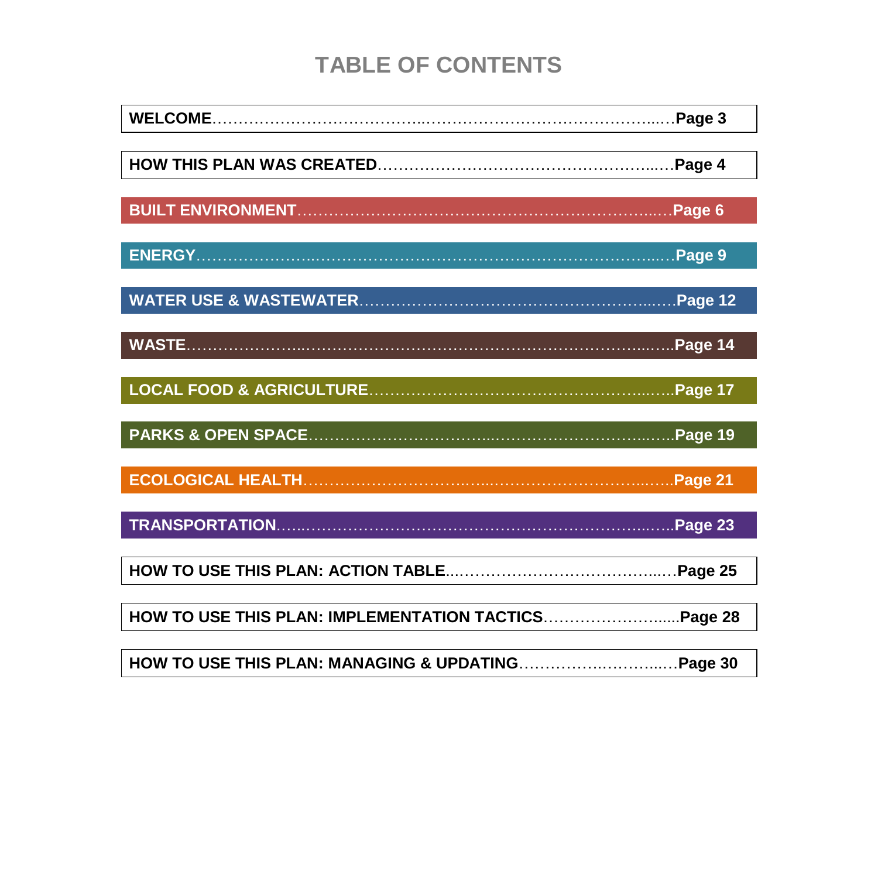# TABLE OF CONTENTS

**WELCOME**……………………………………………………………………………**Page 3**

**HOW THIS PLAN WAS CREATED**…………………………………………………**Page 4**

**BUILT ENVIRONMENT**……………………………………………………………**Page 6**

**ENERGY**……………………………………………………………………………**Page 9**

**WATER USE & WASTEWATER**…………………………………………………**Page 12**

**WASTE**……………………………………………………………………………**Page 14**

**LOCAL FOOD & AGRICULTURE**………………………………………………**Page 17**

**PARKS & OPEN SPACE**…………………………………………………………**Page 19**

**ECOLOGICAL HEALTH**…………………………………………………………**Page 21**

**TRANSPORTATION**………………………………………………………………**Page 23**

**HOW TO USE THIS PLAN: ACTION TABLE**……………………………………**Page 25**

**HOW TO USE THIS PLAN: IMPLEMENTATION TACTICS**………………………**Page 28**

**HOW TO USE THIS PLAN: MANAGING & UPDATING**…………………………**Page 30**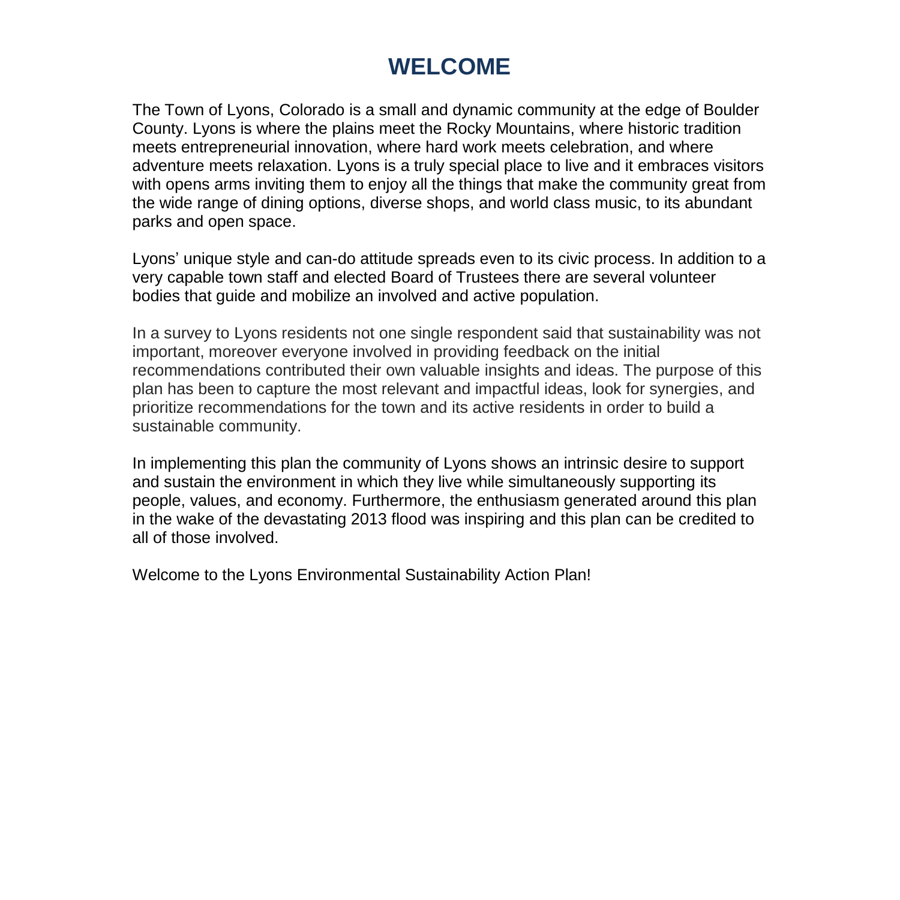# WELCOME

The Town of Lyons, Colorado is a small and dynamic community at the edge of Boulder County. Lyons is where the plains meet the Rocky Mountains, where historic tradition meets entrepreneurial innovation, where hard work meets celebration, and where adventure meets relaxation. Lyons is a truly special place to live and it embraces visitors with opens arms inviting them to enjoy all the things that make the community great from the wide range of dining options, diverse shops, and world class music, to its abundant parks and open space.

Lyons' unique style and can-do attitude spreads even to its civic process. In addition to a very capable town staff and elected Board of Trustees there are several volunteer bodies that guide and mobilize an involved and active population.

In a survey to Lyons residents not one single respondent said that sustainability was not important, moreover everyone involved in providing feedback on the initial recommendations contributed their own valuable insights and ideas. The purpose of this plan has been to capture the most relevant and impactful ideas, look for synergies, and prioritize recommendations for the town and its active residents in order to build a sustainable community.

In implementing this plan the community of Lyons shows an intrinsic desire to support and sustain the environment in which they live while simultaneously supporting its people, values, and economy. Furthermore, the enthusiasm generated around this plan in the wake of the devastating 2013 flood was inspiring and this plan can be credited to all of those involved.

Welcome to the Lyons Environmental Sustainability Action Plan!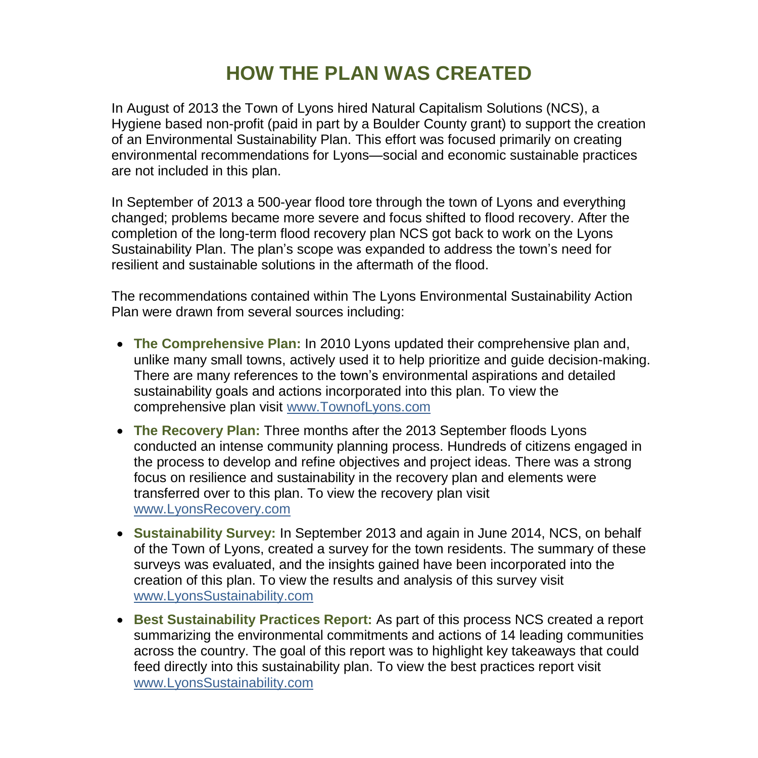# HOW THE PLAN WAS CREATED

In August of 2013 the Town of Lyons hired Natural Capitalism Solutions (NCS), a Hygiene based non-profit (paid in part by a Boulder County grant) to support the creation of an Environmental Sustainability Plan. This effort was focused primarily on creating environmental recommendations for Lyons—social and economic sustainable practices are not included in this plan.

In September of 2013 a 500-year flood tore through the town of Lyons and everything changed; problems became more severe and focus shifted to flood recovery. After the completion of the long-term flood recovery plan NCS got back to work on the Lyons Sustainability Plan. The plan's scope was expanded to address the town's need for resilient and sustainable solutions in the aftermath of the flood.

The recommendations contained within The Lyons Environmental Sustainability Action Plan were drawn from several sources including:

- **The Comprehensive Plan:** In 2010 Lyons updated their comprehensive plan and, unlike many small towns, actively used it to help prioritize and guide decision-making. There are many references to the town's environmental aspirations and detailed sustainability goals and actions incorporated into this plan. To view the comprehensive plan visit www.TownofLyons.com
- **The Recovery Plan:** Three months after the 2013 September floods Lyons conducted an intense community planning process. Hundreds of citizens engaged in the process to develop and refine objectives and project ideas. There was a strong focus on resilience and sustainability in the recovery plan and elements were transferred over to this plan. To view the recovery plan visit www.LyonsRecovery.com
- **Sustainability Survey:** In September 2013 and again in June 2014, NCS, on behalf of the Town of Lyons, created a survey for the town residents. The summary of these surveys was evaluated, and the insights gained have been incorporated into the creation of this plan. To view the results and analysis of this survey visit www.LyonsSustainability.com
- **Best Sustainability Practices Report:** As part of this process NCS created a report summarizing the environmental commitments and actions of 14 leading communities across the country. The goal of this report was to highlight key takeaways that could feed directly into this sustainability plan. To view the best practices report visit www.LyonsSustainability.com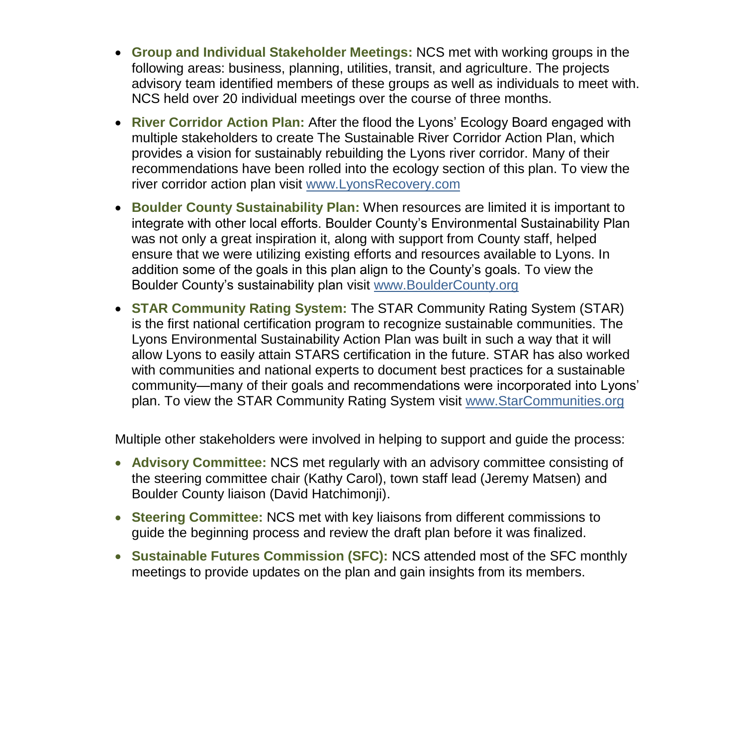- **Group and Individual Stakeholder Meetings:** NCS met with working groups in the following areas: business, planning, utilities, transit, and agriculture. The projects advisory team identified members of these groups as well as individuals to meet with. NCS held over 20 individual meetings over the course of three months.
- **River Corridor Action Plan:** After the flood the Lyons' Ecology Board engaged with multiple stakeholders to create The Sustainable River Corridor Action Plan, which provides a vision for sustainably rebuilding the Lyons river corridor. Many of their recommendations have been rolled into the ecology section of this plan. To view the river corridor action plan visit www.LyonsRecovery.com
- **Boulder County Sustainability Plan:** When resources are limited it is important to integrate with other local efforts. Boulder County's Environmental Sustainability Plan was not only a great inspiration it, along with support from County staff, helped ensure that we were utilizing existing efforts and resources available to Lyons. In addition some of the goals in this plan align to the County's goals. To view the Boulder County's sustainability plan visit www.BoulderCounty.org
- **STAR Community Rating System:** The STAR Community Rating System (STAR) is the first national certification program to recognize sustainable communities. The Lyons Environmental Sustainability Action Plan was built in such a way that it will allow Lyons to easily attain STARS certification in the future. STAR has also worked with communities and national experts to document best practices for a sustainable community—many of their goals and recommendations were incorporated into Lyons' plan. To view the STAR Community Rating System visit www.StarCommunities.org

Multiple other stakeholders were involved in helping to support and guide the process:

- **Advisory Committee:** NCS met regularly with an advisory committee consisting of the steering committee chair (Kathy Carol), town staff lead (Jeremy Matsen) and Boulder County liaison (David Hatchimonji).
- **Steering Committee:** NCS met with key liaisons from different commissions to guide the beginning process and review the draft plan before it was finalized.
- **Sustainable Futures Commission (SFC):** NCS attended most of the SFC monthly meetings to provide updates on the plan and gain insights from its members.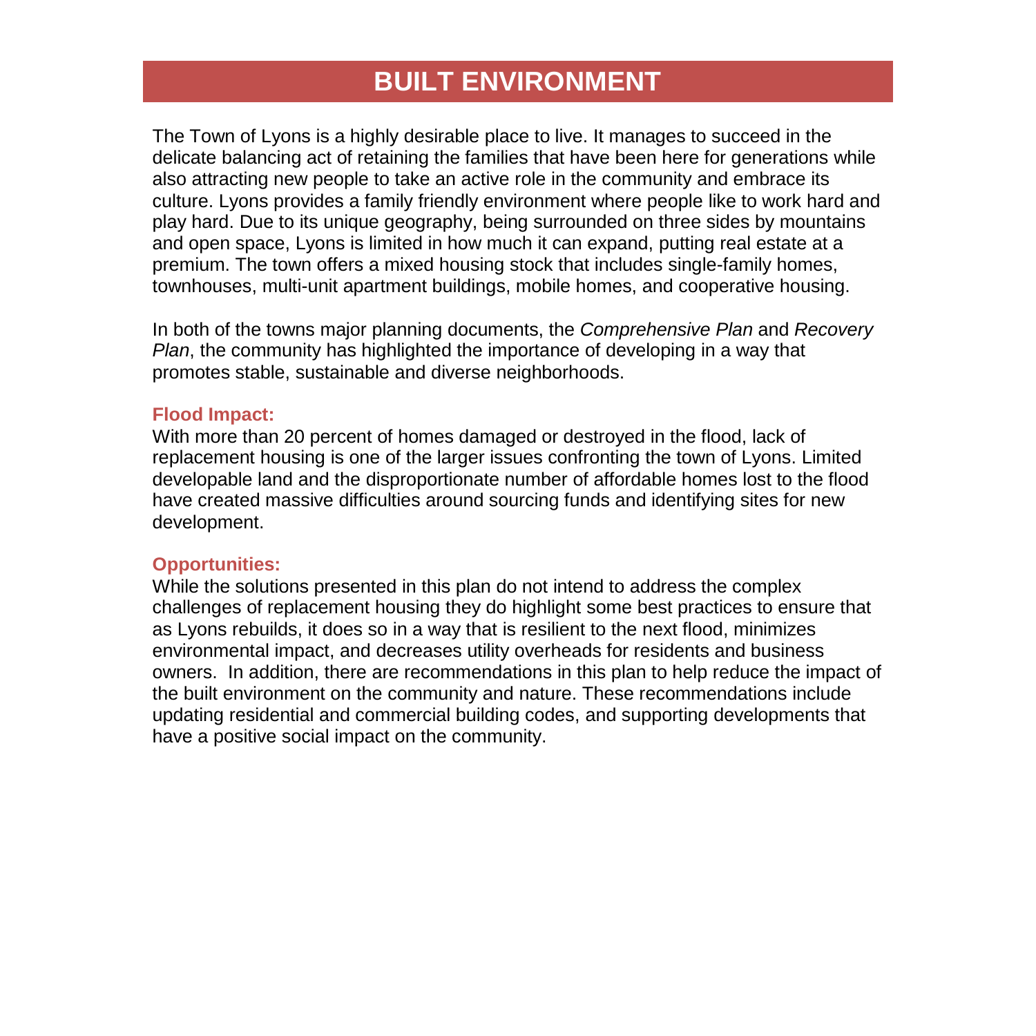# BUILT ENVIRONMENT

The Town of Lyons is a highly desirable place to live. It manages to succeed in the delicate balancing act of retaining the families that have been here for generations while also attracting new people to take an active role in the community and embrace its culture. Lyons provides a family friendly environment where people like to work hard and play hard. Due to its unique geography, being surrounded on three sides by mountains and open space, Lyons is limited in how much it can expand, putting real estate at a premium. The town offers a mixed housing stock that includes single-family homes, townhouses, multi-unit apartment buildings, mobile homes, and cooperative housing.

In both of the towns major planning documents, the *Comprehensive Plan* and *Recovery Plan*, the community has highlighted the importance of developing in a way that promotes stable, sustainable and diverse neighborhoods.

**Flood Impact:**

With more than 20 percent of homes damaged or destroyed in the flood, lack of replacement housing is one of the larger issues confronting the town of Lyons. Limited developable land and the disproportionate number of affordable homes lost to the flood have created massive difficulties around sourcing funds and identifying sites for new development.

**Opportunities:**

While the solutions presented in this plan do not intend to address the complex challenges of replacement housing they do highlight some best practices to ensure that as Lyons rebuilds, it does so in a way that is resilient to the next flood, minimizes environmental impact, and decreases utility overheads for residents and business owners. In addition, there are recommendations in this plan to help reduce the impact of the built environment on the community and nature. These recommendations include updating residential and commercial building codes, and supporting developments that have a positive social impact on the community.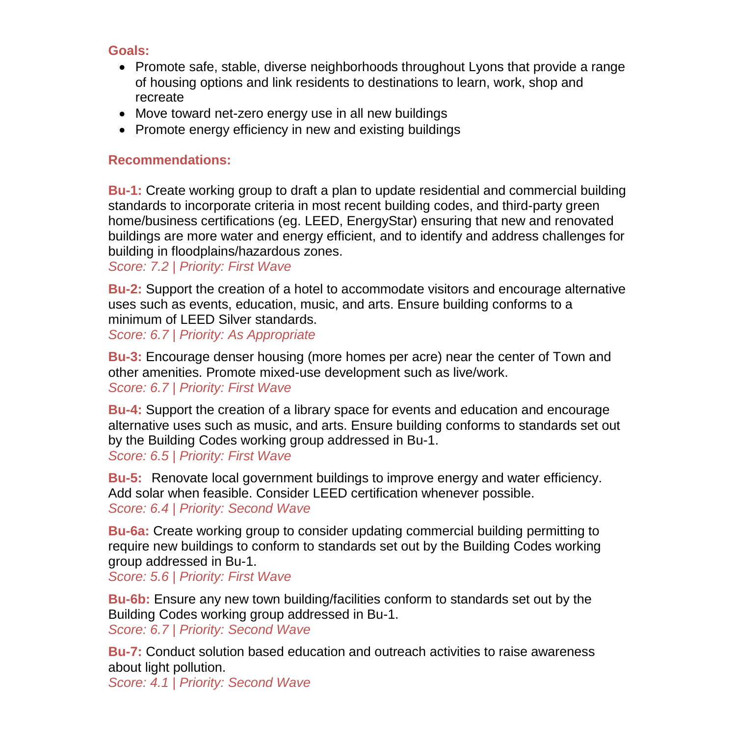**Goals:**

- Promote safe, stable, diverse neighborhoods throughout Lyons that provide a range of housing options and link residents to destinations to learn, work, shop and recreate
- Move toward net-zero energy use in all new buildings
- Promote energy efficiency in new and existing buildings

**Recommendations:**

**Bu-1:** Create working group to draft a plan to update residential and commercial building standards to incorporate criteria in most recent building codes, and third-party green home/business certifications (eg. LEED, EnergyStar) ensuring that new and renovated buildings are more water and energy efficient, and to identify and address challenges for building in floodplains/hazardous zones.
*Score: 7.2 | Priority: First Wave*

**Bu-2:** Support the creation of a hotel to accommodate visitors and encourage alternative uses such as events, education, music, and arts. Ensure building conforms to a minimum of LEED Silver standards.
*Score: 6.7 | Priority: As Appropriate*

**Bu-3:** Encourage denser housing (more homes per acre) near the center of Town and other amenities. Promote mixed-use development such as live/work.
*Score: 6.7 | Priority: First Wave*

**Bu-4:** Support the creation of a library space for events and education and encourage alternative uses such as music, and arts. Ensure building conforms to standards set out by the Building Codes working group addressed in Bu-1.
*Score: 6.5 | Priority: First Wave*

**Bu-5:** Renovate local government buildings to improve energy and water efficiency. Add solar when feasible. Consider LEED certification whenever possible.
*Score: 6.4 | Priority: Second Wave*

**Bu-6a:** Create working group to consider updating commercial building permitting to require new buildings to conform to standards set out by the Building Codes working group addressed in Bu-1.
*Score: 5.6 | Priority: First Wave*

**Bu-6b:** Ensure any new town building/facilities conform to standards set out by the Building Codes working group addressed in Bu-1.
*Score: 6.7 | Priority: Second Wave*

**Bu-7:** Conduct solution based education and outreach activities to raise awareness about light pollution.
*Score: 4.1 | Priority: Second Wave*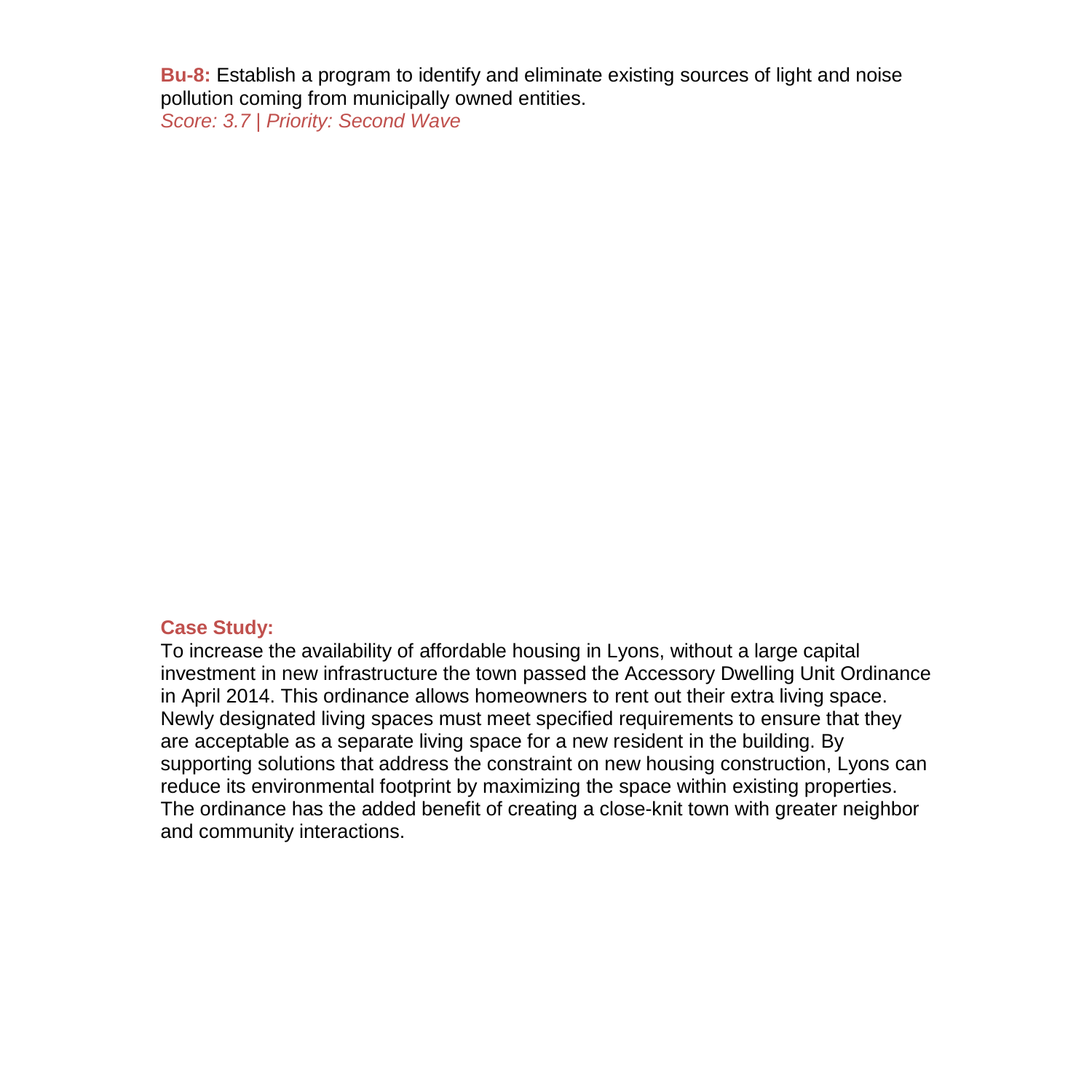**Bu-8:** Establish a program to identify and eliminate existing sources of light and noise pollution coming from municipally owned entities.
*Score: 3.7 | Priority: Second Wave*

**Case Study:**

To increase the availability of affordable housing in Lyons, without a large capital investment in new infrastructure the town passed the Accessory Dwelling Unit Ordinance in April 2014. This ordinance allows homeowners to rent out their extra living space. Newly designated living spaces must meet specified requirements to ensure that they are acceptable as a separate living space for a new resident in the building. By supporting solutions that address the constraint on new housing construction, Lyons can reduce its environmental footprint by maximizing the space within existing properties. The ordinance has the added benefit of creating a close-knit town with greater neighbor and community interactions.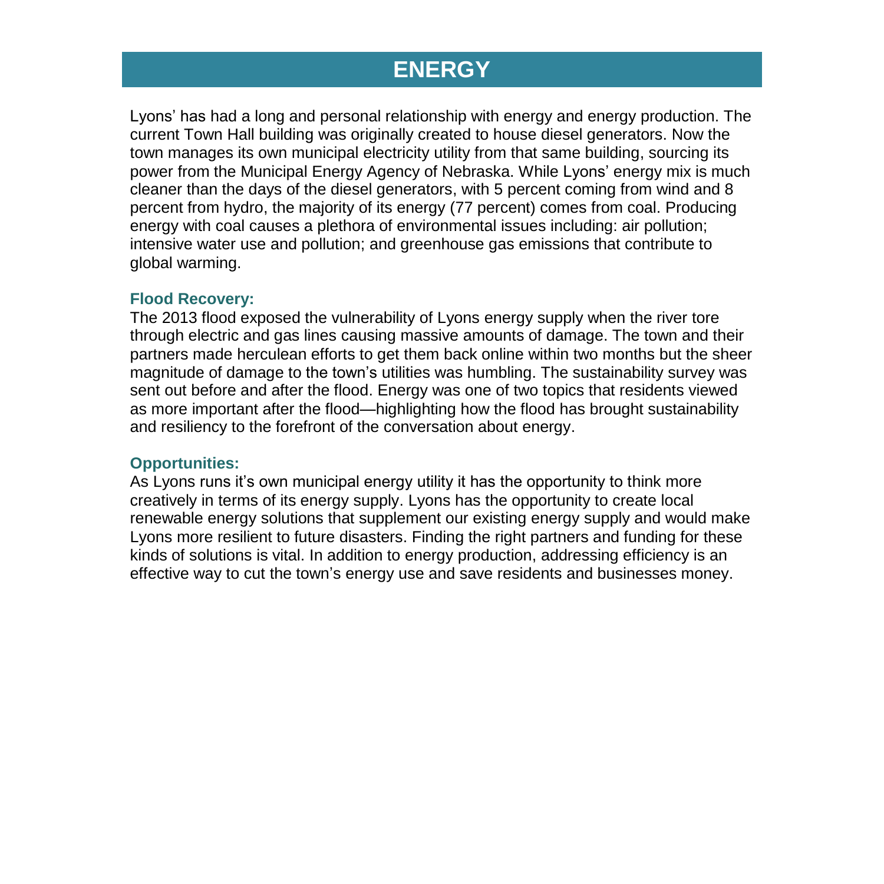# ENERGY

Lyons' has had a long and personal relationship with energy and energy production. The current Town Hall building was originally created to house diesel generators. Now the town manages its own municipal electricity utility from that same building, sourcing its power from the Municipal Energy Agency of Nebraska. While Lyons' energy mix is much cleaner than the days of the diesel generators, with 5 percent coming from wind and 8 percent from hydro, the majority of its energy (77 percent) comes from coal. Producing energy with coal causes a plethora of environmental issues including: air pollution; intensive water use and pollution; and greenhouse gas emissions that contribute to global warming.

### Flood Recovery:

The 2013 flood exposed the vulnerability of Lyons energy supply when the river tore through electric and gas lines causing massive amounts of damage. The town and their partners made herculean efforts to get them back online within two months but the sheer magnitude of damage to the town's utilities was humbling. The sustainability survey was sent out before and after the flood. Energy was one of two topics that residents viewed as more important after the flood—highlighting how the flood has brought sustainability and resiliency to the forefront of the conversation about energy.

### Opportunities:

As Lyons runs it's own municipal energy utility it has the opportunity to think more creatively in terms of its energy supply. Lyons has the opportunity to create local renewable energy solutions that supplement our existing energy supply and would make Lyons more resilient to future disasters. Finding the right partners and funding for these kinds of solutions is vital. In addition to energy production, addressing efficiency is an effective way to cut the town's energy use and save residents and businesses money.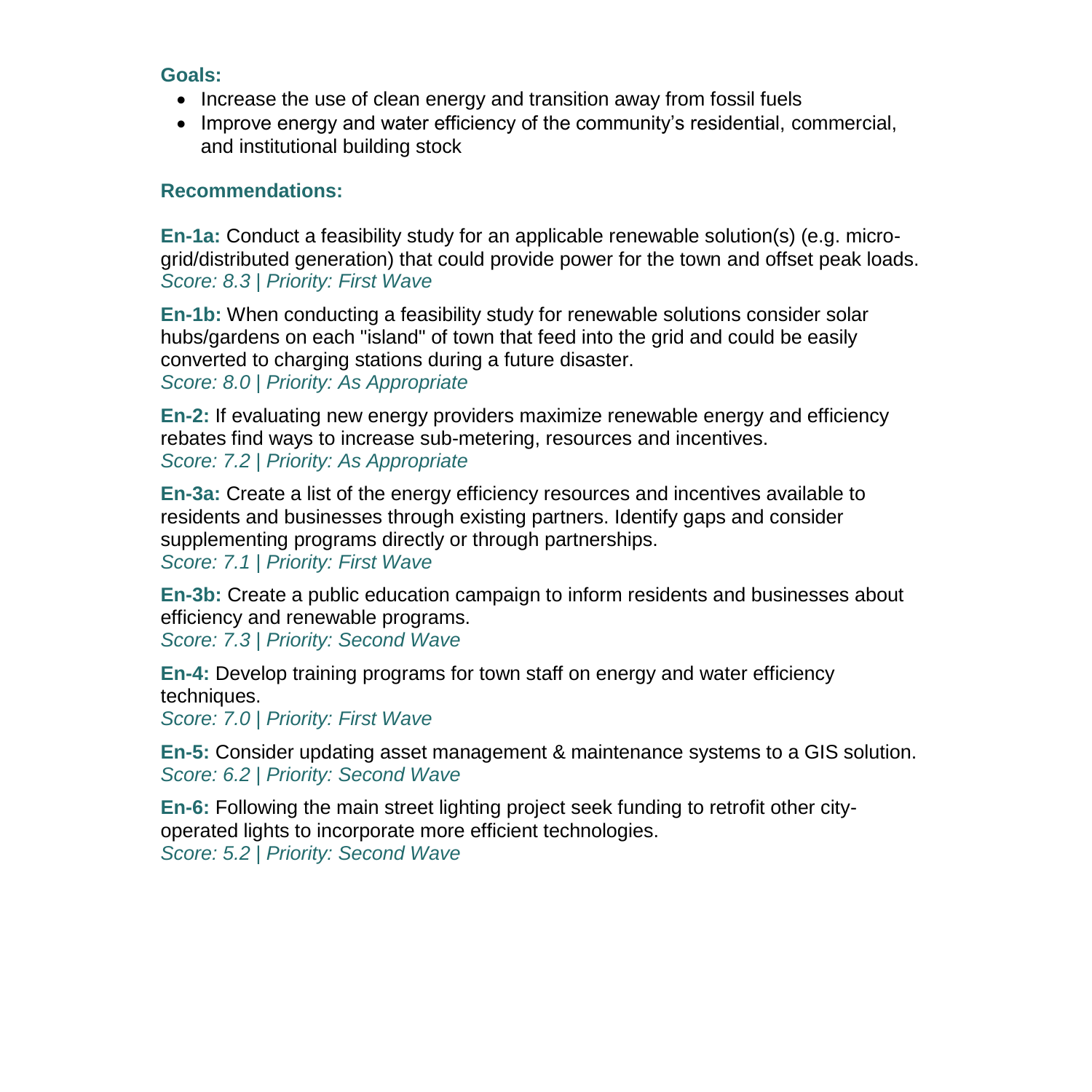**Goals:**

- Increase the use of clean energy and transition away from fossil fuels
- Improve energy and water efficiency of the community's residential, commercial, and institutional building stock

**Recommendations:**

**En-1a:** Conduct a feasibility study for an applicable renewable solution(s) (e.g. micro-grid/distributed generation) that could provide power for the town and offset peak loads.
*Score: 8.3 | Priority: First Wave*

**En-1b:** When conducting a feasibility study for renewable solutions consider solar hubs/gardens on each "island" of town that feed into the grid and could be easily converted to charging stations during a future disaster.
*Score: 8.0 | Priority: As Appropriate*

**En-2:** If evaluating new energy providers maximize renewable energy and efficiency rebates find ways to increase sub-metering, resources and incentives.
*Score: 7.2 | Priority: As Appropriate*

**En-3a:** Create a list of the energy efficiency resources and incentives available to residents and businesses through existing partners. Identify gaps and consider supplementing programs directly or through partnerships.
*Score: 7.1 | Priority: First Wave*

**En-3b:** Create a public education campaign to inform residents and businesses about efficiency and renewable programs.
*Score: 7.3 | Priority: Second Wave*

**En-4:** Develop training programs for town staff on energy and water efficiency techniques.
*Score: 7.0 | Priority: First Wave*

**En-5:** Consider updating asset management & maintenance systems to a GIS solution.
*Score: 6.2 | Priority: Second Wave*

**En-6:** Following the main street lighting project seek funding to retrofit other city-operated lights to incorporate more efficient technologies.
*Score: 5.2 | Priority: Second Wave*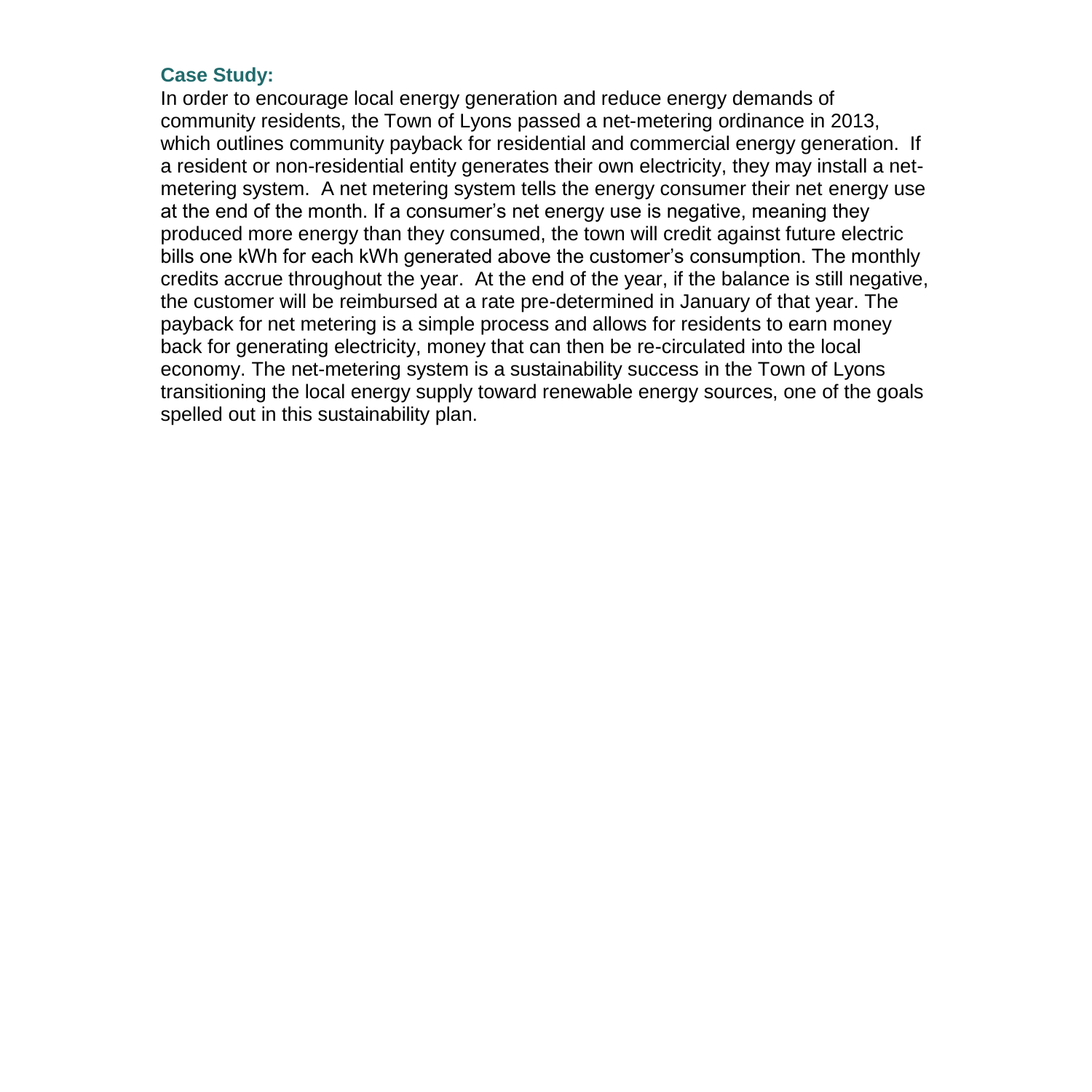**Case Study:**

In order to encourage local energy generation and reduce energy demands of community residents, the Town of Lyons passed a net-metering ordinance in 2013, which outlines community payback for residential and commercial energy generation. If a resident or non-residential entity generates their own electricity, they may install a net-metering system. A net metering system tells the energy consumer their net energy use at the end of the month. If a consumer's net energy use is negative, meaning they produced more energy than they consumed, the town will credit against future electric bills one kWh for each kWh generated above the customer's consumption. The monthly credits accrue throughout the year. At the end of the year, if the balance is still negative, the customer will be reimbursed at a rate pre-determined in January of that year. The payback for net metering is a simple process and allows for residents to earn money back for generating electricity, money that can then be re-circulated into the local economy. The net-metering system is a sustainability success in the Town of Lyons transitioning the local energy supply toward renewable energy sources, one of the goals spelled out in this sustainability plan.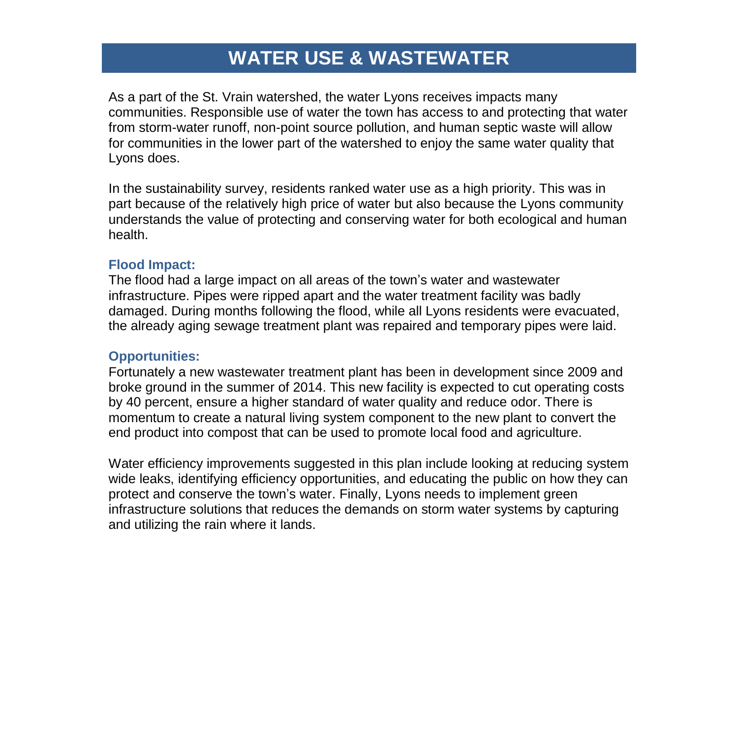# WATER USE & WASTEWATER

As a part of the St. Vrain watershed, the water Lyons receives impacts many communities. Responsible use of water the town has access to and protecting that water from storm-water runoff, non-point source pollution, and human septic waste will allow for communities in the lower part of the watershed to enjoy the same water quality that Lyons does.

In the sustainability survey, residents ranked water use as a high priority. This was in part because of the relatively high price of water but also because the Lyons community understands the value of protecting and conserving water for both ecological and human health.

### Flood Impact:

The flood had a large impact on all areas of the town's water and wastewater infrastructure. Pipes were ripped apart and the water treatment facility was badly damaged. During months following the flood, while all Lyons residents were evacuated, the already aging sewage treatment plant was repaired and temporary pipes were laid.

### Opportunities:

Fortunately a new wastewater treatment plant has been in development since 2009 and broke ground in the summer of 2014. This new facility is expected to cut operating costs by 40 percent, ensure a higher standard of water quality and reduce odor. There is momentum to create a natural living system component to the new plant to convert the end product into compost that can be used to promote local food and agriculture.

Water efficiency improvements suggested in this plan include looking at reducing system wide leaks, identifying efficiency opportunities, and educating the public on how they can protect and conserve the town's water. Finally, Lyons needs to implement green infrastructure solutions that reduces the demands on storm water systems by capturing and utilizing the rain where it lands.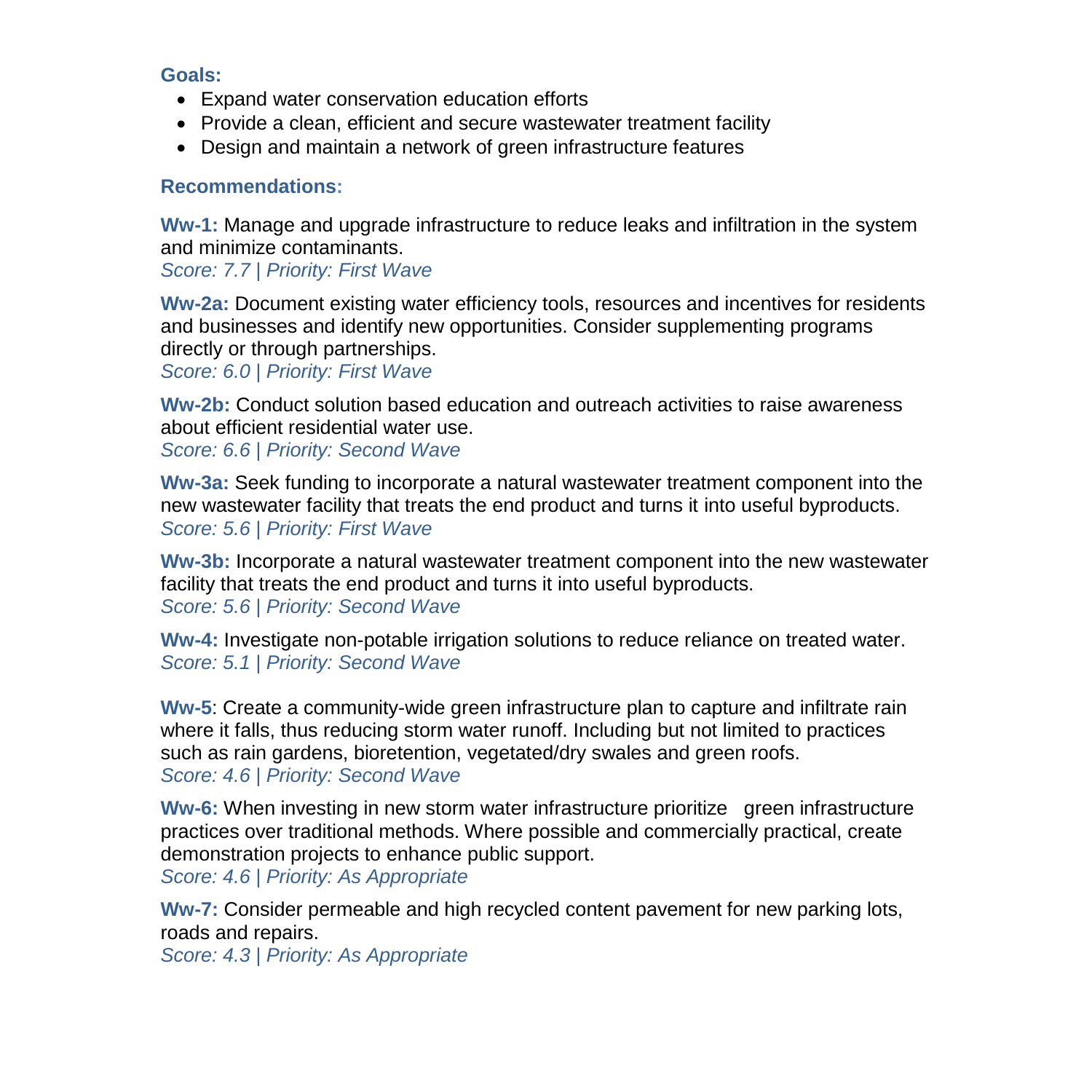**Goals:**

- Expand water conservation education efforts
- Provide a clean, efficient and secure wastewater treatment facility
- Design and maintain a network of green infrastructure features

**Recommendations:**

**Ww-1:** Manage and upgrade infrastructure to reduce leaks and infiltration in the system and minimize contaminants.
*Score: 7.7 | Priority: First Wave*

**Ww-2a:** Document existing water efficiency tools, resources and incentives for residents and businesses and identify new opportunities. Consider supplementing programs directly or through partnerships.
*Score: 6.0 | Priority: First Wave*

**Ww-2b:** Conduct solution based education and outreach activities to raise awareness about efficient residential water use.
*Score: 6.6 | Priority: Second Wave*

**Ww-3a:** Seek funding to incorporate a natural wastewater treatment component into the new wastewater facility that treats the end product and turns it into useful byproducts.
*Score: 5.6 | Priority: First Wave*

**Ww-3b:** Incorporate a natural wastewater treatment component into the new wastewater facility that treats the end product and turns it into useful byproducts.
*Score: 5.6 | Priority: Second Wave*

**Ww-4:** Investigate non-potable irrigation solutions to reduce reliance on treated water.
*Score: 5.1 | Priority: Second Wave*

**Ww-5**: Create a community-wide green infrastructure plan to capture and infiltrate rain where it falls, thus reducing storm water runoff. Including but not limited to practices such as rain gardens, bioretention, vegetated/dry swales and green roofs.
*Score: 4.6 | Priority: Second Wave*

**Ww-6:** When investing in new storm water infrastructure prioritize green infrastructure practices over traditional methods. Where possible and commercially practical, create demonstration projects to enhance public support.
*Score: 4.6 | Priority: As Appropriate*

**Ww-7:** Consider permeable and high recycled content pavement for new parking lots, roads and repairs.
*Score: 4.3 | Priority: As Appropriate*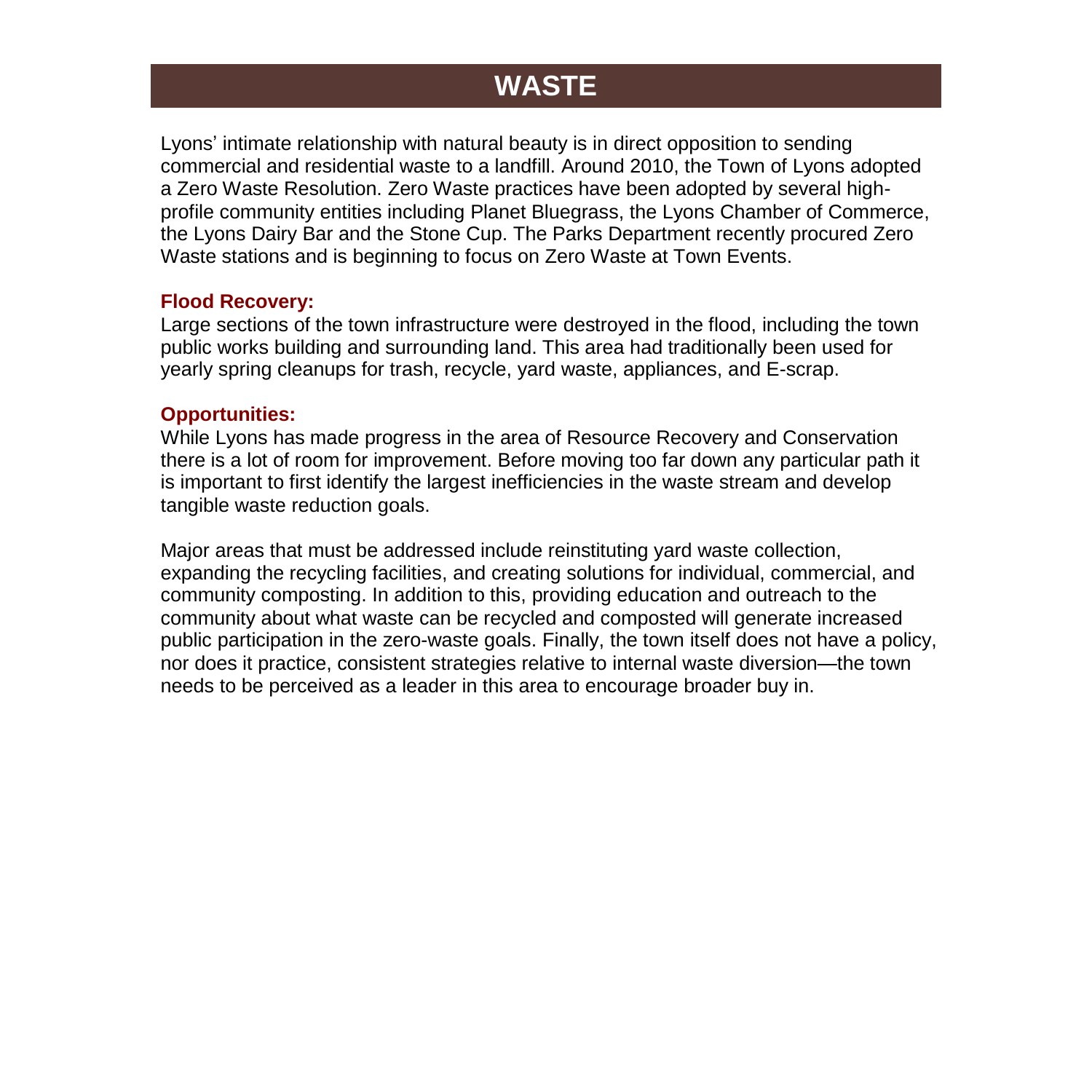# WASTE

Lyons' intimate relationship with natural beauty is in direct opposition to sending commercial and residential waste to a landfill. Around 2010, the Town of Lyons adopted a Zero Waste Resolution. Zero Waste practices have been adopted by several high-profile community entities including Planet Bluegrass, the Lyons Chamber of Commerce, the Lyons Dairy Bar and the Stone Cup. The Parks Department recently procured Zero Waste stations and is beginning to focus on Zero Waste at Town Events.

### Flood Recovery:

Large sections of the town infrastructure were destroyed in the flood, including the town public works building and surrounding land. This area had traditionally been used for yearly spring cleanups for trash, recycle, yard waste, appliances, and E-scrap.

### Opportunities:

While Lyons has made progress in the area of Resource Recovery and Conservation there is a lot of room for improvement. Before moving too far down any particular path it is important to first identify the largest inefficiencies in the waste stream and develop tangible waste reduction goals.

Major areas that must be addressed include reinstituting yard waste collection, expanding the recycling facilities, and creating solutions for individual, commercial, and community composting. In addition to this, providing education and outreach to the community about what waste can be recycled and composted will generate increased public participation in the zero-waste goals. Finally, the town itself does not have a policy, nor does it practice, consistent strategies relative to internal waste diversion—the town needs to be perceived as a leader in this area to encourage broader buy in.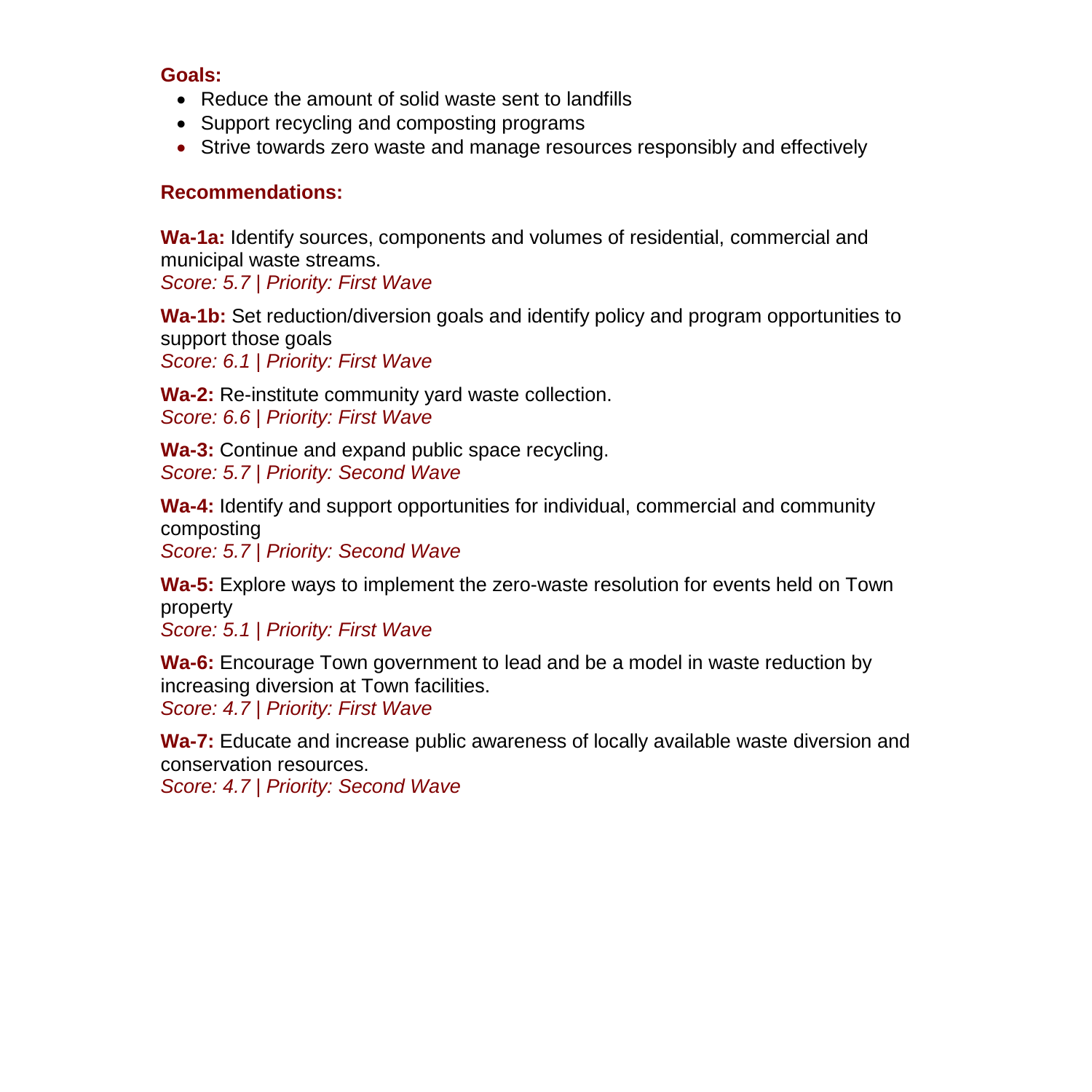**Goals:**

- Reduce the amount of solid waste sent to landfills
- Support recycling and composting programs
- Strive towards zero waste and manage resources responsibly and effectively

**Recommendations:**

**Wa-1a:** Identify sources, components and volumes of residential, commercial and municipal waste streams.
*Score: 5.7 | Priority: First Wave*

**Wa-1b:** Set reduction/diversion goals and identify policy and program opportunities to support those goals
*Score: 6.1 | Priority: First Wave*

**Wa-2:** Re-institute community yard waste collection.
*Score: 6.6 | Priority: First Wave*

**Wa-3:** Continue and expand public space recycling.
*Score: 5.7 | Priority: Second Wave*

**Wa-4:** Identify and support opportunities for individual, commercial and community composting
*Score: 5.7 | Priority: Second Wave*

**Wa-5:** Explore ways to implement the zero-waste resolution for events held on Town property
*Score: 5.1 | Priority: First Wave*

**Wa-6:** Encourage Town government to lead and be a model in waste reduction by increasing diversion at Town facilities.
*Score: 4.7 | Priority: First Wave*

**Wa-7:** Educate and increase public awareness of locally available waste diversion and conservation resources.
*Score: 4.7 | Priority: Second Wave*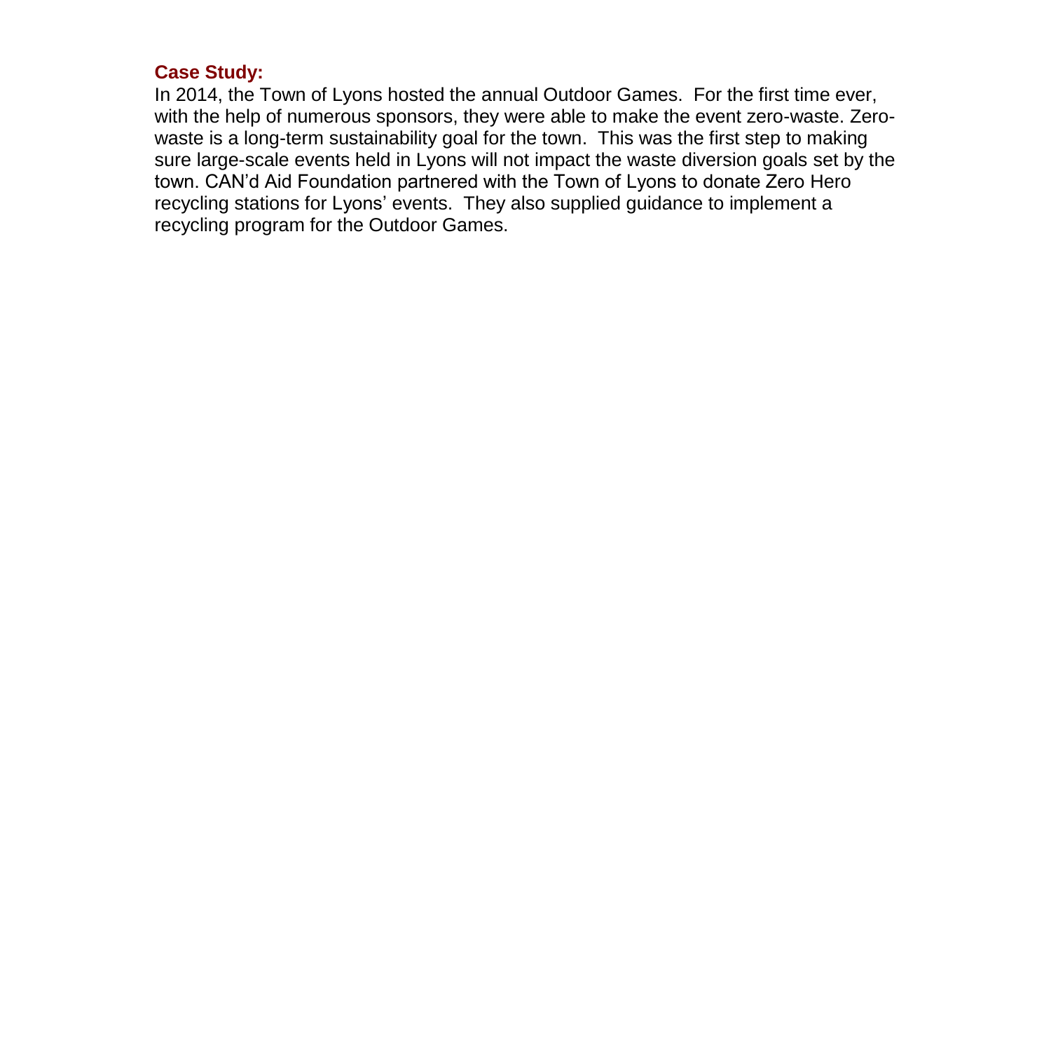**Case Study:**

In 2014, the Town of Lyons hosted the annual Outdoor Games. For the first time ever, with the help of numerous sponsors, they were able to make the event zero-waste. Zero-waste is a long-term sustainability goal for the town. This was the first step to making sure large-scale events held in Lyons will not impact the waste diversion goals set by the town. CAN'd Aid Foundation partnered with the Town of Lyons to donate Zero Hero recycling stations for Lyons' events. They also supplied guidance to implement a recycling program for the Outdoor Games.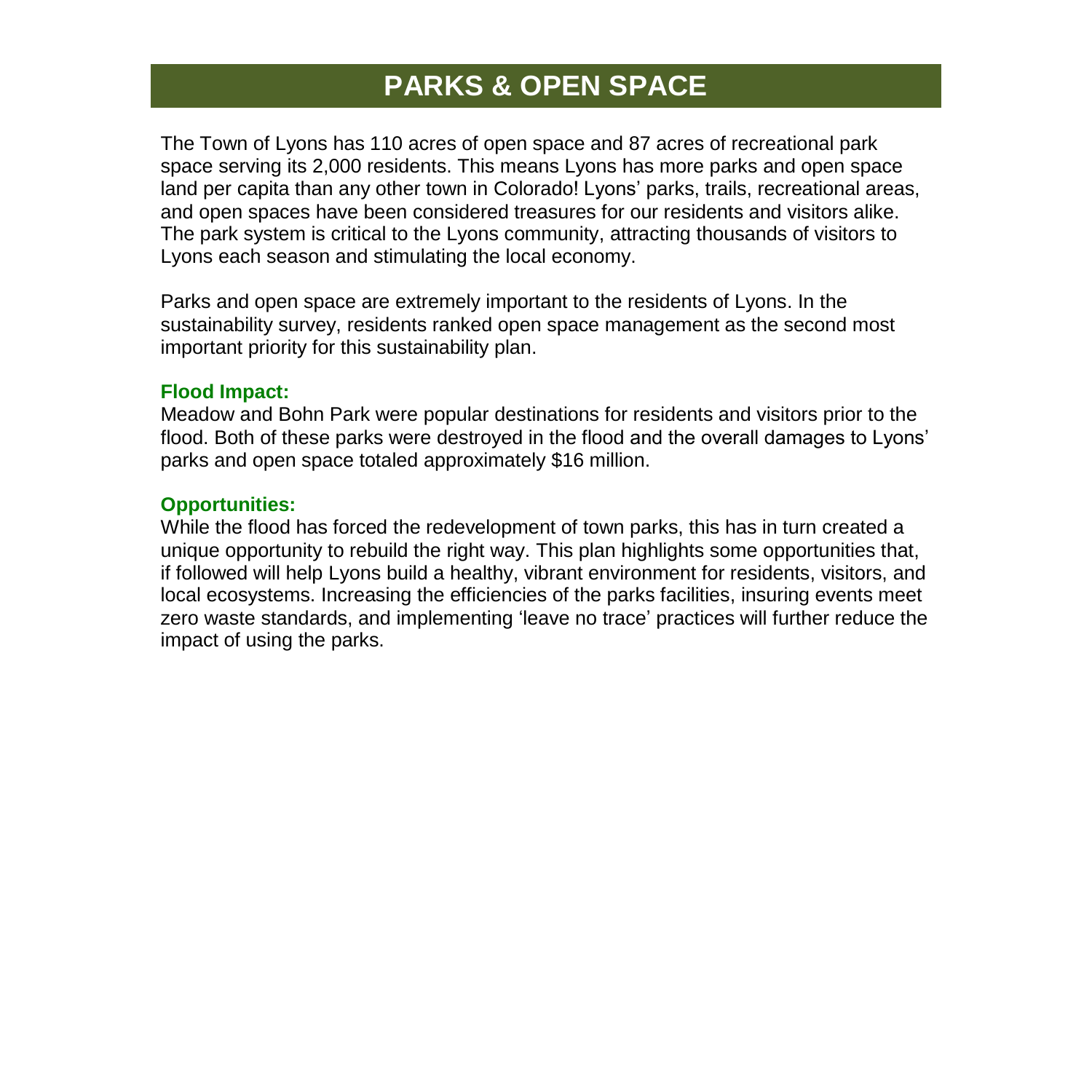# PARKS & OPEN SPACE

The Town of Lyons has 110 acres of open space and 87 acres of recreational park space serving its 2,000 residents. This means Lyons has more parks and open space land per capita than any other town in Colorado! Lyons' parks, trails, recreational areas, and open spaces have been considered treasures for our residents and visitors alike. The park system is critical to the Lyons community, attracting thousands of visitors to Lyons each season and stimulating the local economy.

Parks and open space are extremely important to the residents of Lyons. In the sustainability survey, residents ranked open space management as the second most important priority for this sustainability plan.

**Flood Impact:**

Meadow and Bohn Park were popular destinations for residents and visitors prior to the flood. Both of these parks were destroyed in the flood and the overall damages to Lyons' parks and open space totaled approximately $16 million.

**Opportunities:**

While the flood has forced the redevelopment of town parks, this has in turn created a unique opportunity to rebuild the right way. This plan highlights some opportunities that, if followed will help Lyons build a healthy, vibrant environment for residents, visitors, and local ecosystems. Increasing the efficiencies of the parks facilities, insuring events meet zero waste standards, and implementing 'leave no trace' practices will further reduce the impact of using the parks.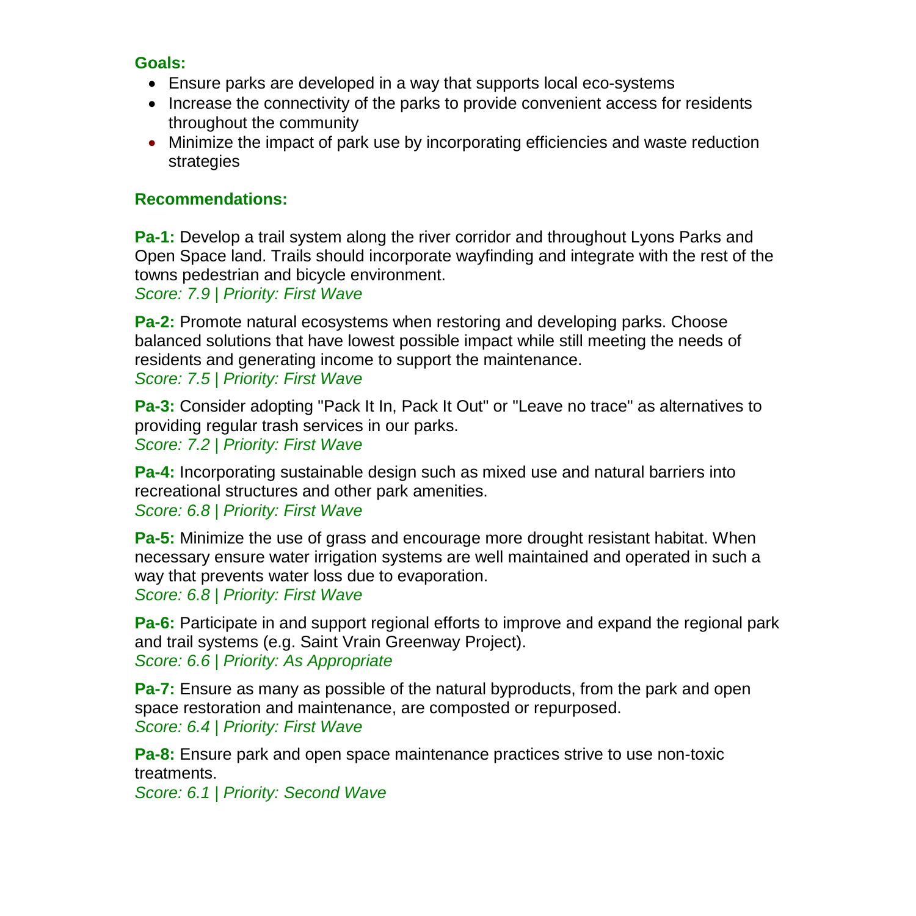**Goals:**

- Ensure parks are developed in a way that supports local eco-systems
- Increase the connectivity of the parks to provide convenient access for residents throughout the community
- Minimize the impact of park use by incorporating efficiencies and waste reduction strategies

**Recommendations:**

**Pa-1:** Develop a trail system along the river corridor and throughout Lyons Parks and Open Space land. Trails should incorporate wayfinding and integrate with the rest of the towns pedestrian and bicycle environment.
*Score: 7.9 | Priority: First Wave*

**Pa-2:** Promote natural ecosystems when restoring and developing parks. Choose balanced solutions that have lowest possible impact while still meeting the needs of residents and generating income to support the maintenance.
*Score: 7.5 | Priority: First Wave*

**Pa-3:** Consider adopting "Pack It In, Pack It Out" or "Leave no trace" as alternatives to providing regular trash services in our parks.
*Score: 7.2 | Priority: First Wave*

**Pa-4:** Incorporating sustainable design such as mixed use and natural barriers into recreational structures and other park amenities.
*Score: 6.8 | Priority: First Wave*

**Pa-5:** Minimize the use of grass and encourage more drought resistant habitat. When necessary ensure water irrigation systems are well maintained and operated in such a way that prevents water loss due to evaporation.
*Score: 6.8 | Priority: First Wave*

**Pa-6:** Participate in and support regional efforts to improve and expand the regional park and trail systems (e.g. Saint Vrain Greenway Project).
*Score: 6.6 | Priority: As Appropriate*

**Pa-7:** Ensure as many as possible of the natural byproducts, from the park and open space restoration and maintenance, are composted or repurposed.
*Score: 6.4 | Priority: First Wave*

**Pa-8:** Ensure park and open space maintenance practices strive to use non-toxic treatments.
*Score: 6.1 | Priority: Second Wave*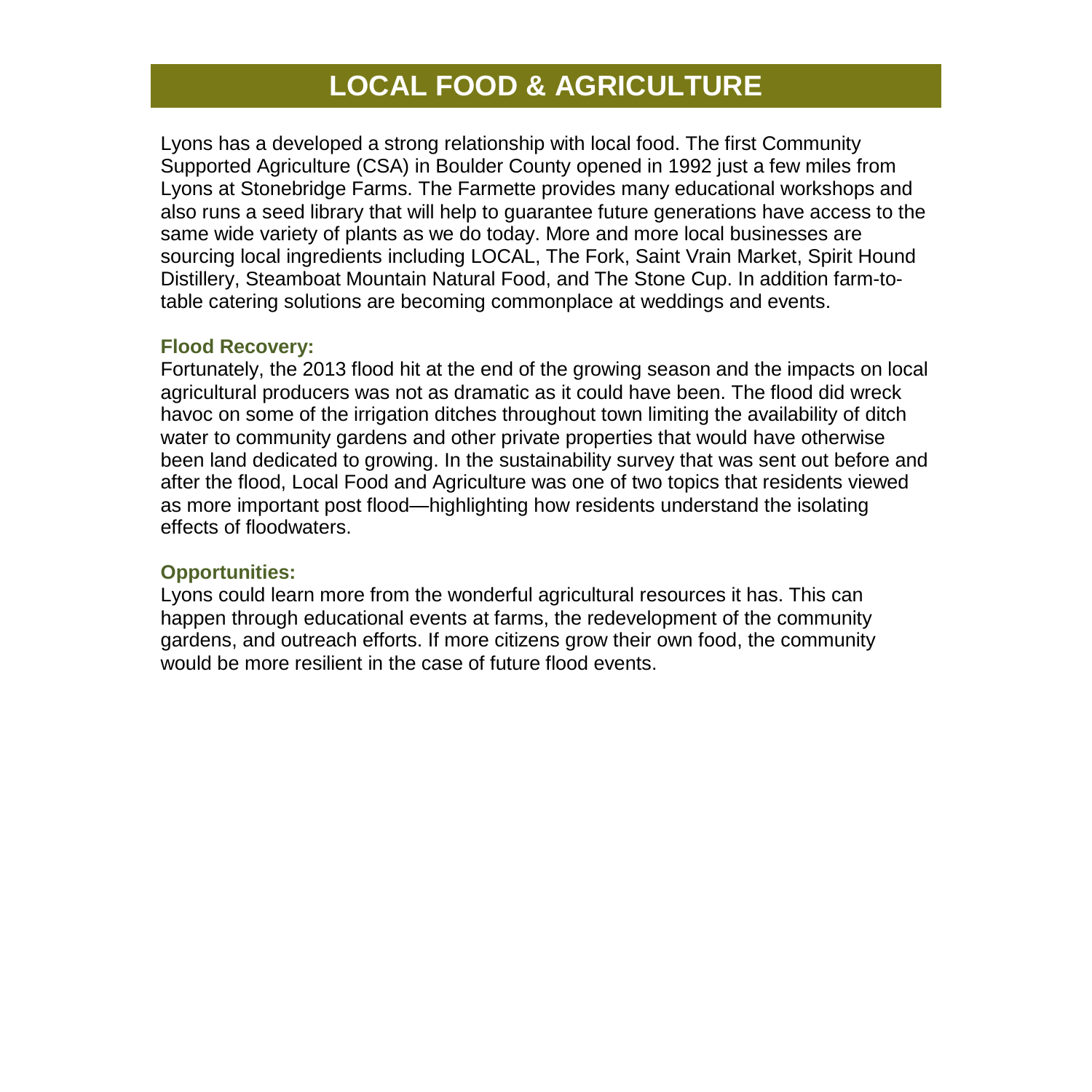# LOCAL FOOD & AGRICULTURE

Lyons has a developed a strong relationship with local food. The first Community Supported Agriculture (CSA) in Boulder County opened in 1992 just a few miles from Lyons at Stonebridge Farms. The Farmette provides many educational workshops and also runs a seed library that will help to guarantee future generations have access to the same wide variety of plants as we do today. More and more local businesses are sourcing local ingredients including LOCAL, The Fork, Saint Vrain Market, Spirit Hound Distillery, Steamboat Mountain Natural Food, and The Stone Cup. In addition farm-to-table catering solutions are becoming commonplace at weddings and events.

### Flood Recovery:

Fortunately, the 2013 flood hit at the end of the growing season and the impacts on local agricultural producers was not as dramatic as it could have been. The flood did wreck havoc on some of the irrigation ditches throughout town limiting the availability of ditch water to community gardens and other private properties that would have otherwise been land dedicated to growing. In the sustainability survey that was sent out before and after the flood, Local Food and Agriculture was one of two topics that residents viewed as more important post flood—highlighting how residents understand the isolating effects of floodwaters.

### Opportunities:

Lyons could learn more from the wonderful agricultural resources it has. This can happen through educational events at farms, the redevelopment of the community gardens, and outreach efforts. If more citizens grow their own food, the community would be more resilient in the case of future flood events.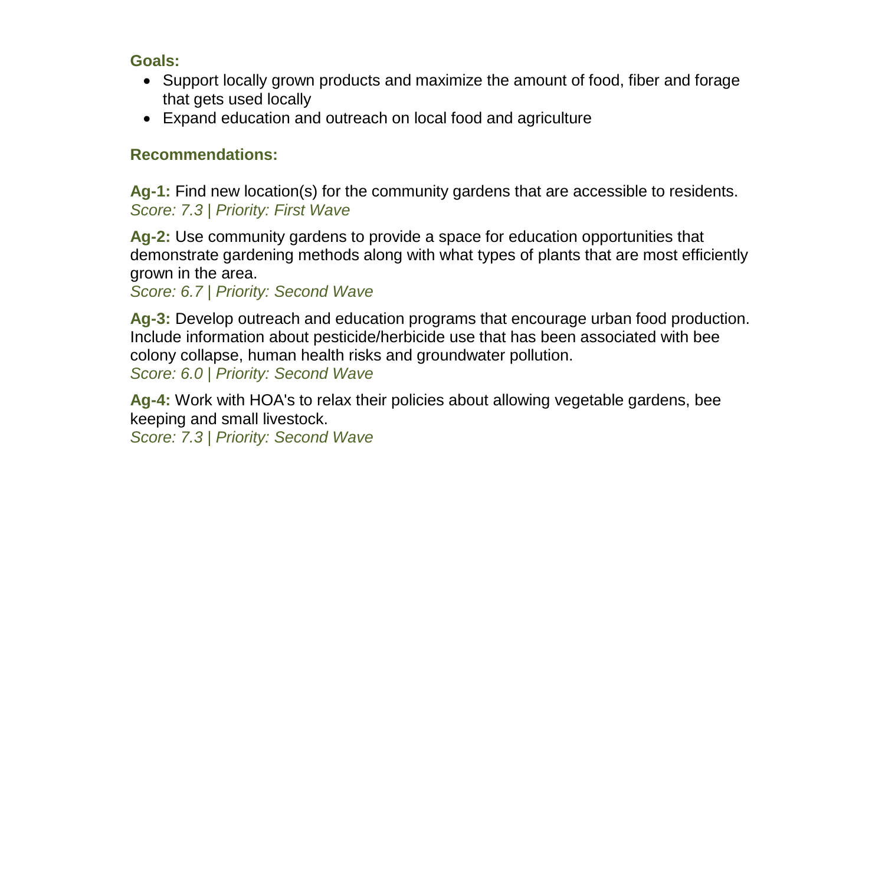**Goals:**

- Support locally grown products and maximize the amount of food, fiber and forage that gets used locally
- Expand education and outreach on local food and agriculture

**Recommendations:**

**Ag-1:** Find new location(s) for the community gardens that are accessible to residents.
*Score: 7.3 | Priority: First Wave*

**Ag-2:** Use community gardens to provide a space for education opportunities that demonstrate gardening methods along with what types of plants that are most efficiently grown in the area.
*Score: 6.7 | Priority: Second Wave*

**Ag-3:** Develop outreach and education programs that encourage urban food production. Include information about pesticide/herbicide use that has been associated with bee colony collapse, human health risks and groundwater pollution.
*Score: 6.0 | Priority: Second Wave*

**Ag-4:** Work with HOA's to relax their policies about allowing vegetable gardens, bee keeping and small livestock.
*Score: 7.3 | Priority: Second Wave*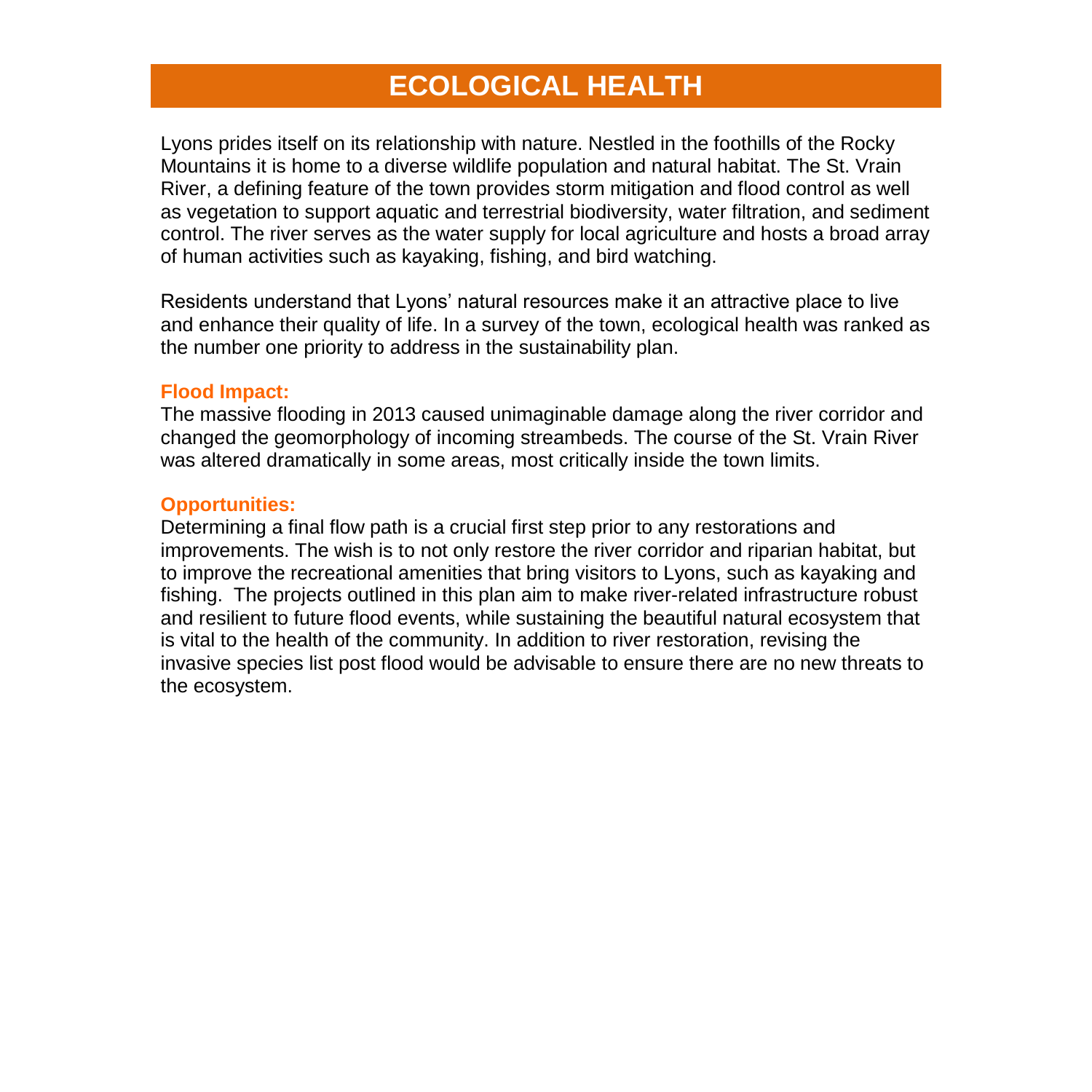# ECOLOGICAL HEALTH

Lyons prides itself on its relationship with nature. Nestled in the foothills of the Rocky Mountains it is home to a diverse wildlife population and natural habitat. The St. Vrain River, a defining feature of the town provides storm mitigation and flood control as well as vegetation to support aquatic and terrestrial biodiversity, water filtration, and sediment control. The river serves as the water supply for local agriculture and hosts a broad array of human activities such as kayaking, fishing, and bird watching.

Residents understand that Lyons' natural resources make it an attractive place to live and enhance their quality of life. In a survey of the town, ecological health was ranked as the number one priority to address in the sustainability plan.

**Flood Impact:**

The massive flooding in 2013 caused unimaginable damage along the river corridor and changed the geomorphology of incoming streambeds. The course of the St. Vrain River was altered dramatically in some areas, most critically inside the town limits.

**Opportunities:**

Determining a final flow path is a crucial first step prior to any restorations and improvements. The wish is to not only restore the river corridor and riparian habitat, but to improve the recreational amenities that bring visitors to Lyons, such as kayaking and fishing. The projects outlined in this plan aim to make river-related infrastructure robust and resilient to future flood events, while sustaining the beautiful natural ecosystem that is vital to the health of the community. In addition to river restoration, revising the invasive species list post flood would be advisable to ensure there are no new threats to the ecosystem.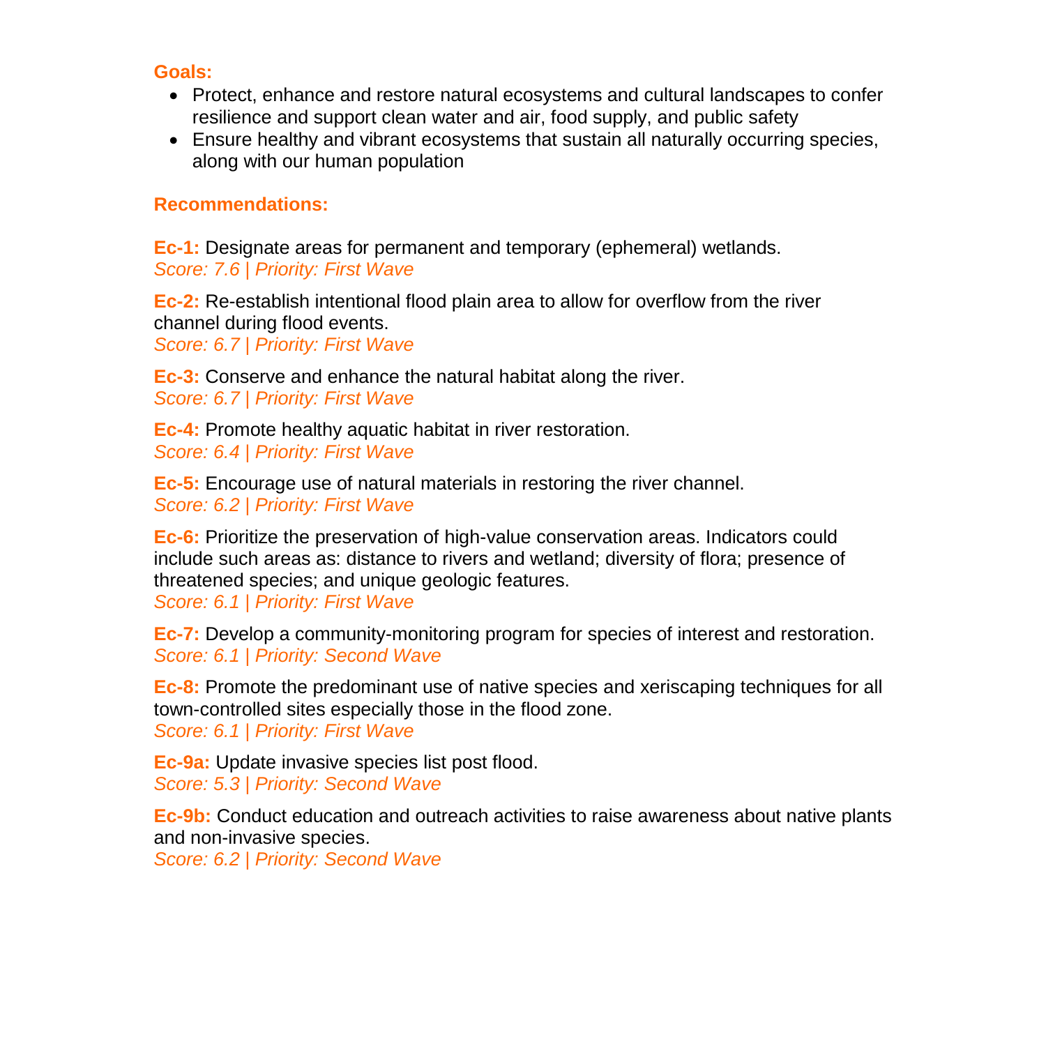**Goals:**

- Protect, enhance and restore natural ecosystems and cultural landscapes to confer resilience and support clean water and air, food supply, and public safety
- Ensure healthy and vibrant ecosystems that sustain all naturally occurring species, along with our human population

**Recommendations:**

**Ec-1:** Designate areas for permanent and temporary (ephemeral) wetlands.
*Score: 7.6 | Priority: First Wave*

**Ec-2:** Re-establish intentional flood plain area to allow for overflow from the river channel during flood events.
*Score: 6.7 | Priority: First Wave*

**Ec-3:** Conserve and enhance the natural habitat along the river.
*Score: 6.7 | Priority: First Wave*

**Ec-4:** Promote healthy aquatic habitat in river restoration.
*Score: 6.4 | Priority: First Wave*

**Ec-5:** Encourage use of natural materials in restoring the river channel.
*Score: 6.2 | Priority: First Wave*

**Ec-6:** Prioritize the preservation of high-value conservation areas. Indicators could include such areas as: distance to rivers and wetland; diversity of flora; presence of threatened species; and unique geologic features.
*Score: 6.1 | Priority: First Wave*

**Ec-7:** Develop a community-monitoring program for species of interest and restoration.
*Score: 6.1 | Priority: Second Wave*

**Ec-8:** Promote the predominant use of native species and xeriscaping techniques for all town-controlled sites especially those in the flood zone.
*Score: 6.1 | Priority: First Wave*

**Ec-9a:** Update invasive species list post flood.
*Score: 5.3 | Priority: Second Wave*

**Ec-9b:** Conduct education and outreach activities to raise awareness about native plants and non-invasive species.
*Score: 6.2 | Priority: Second Wave*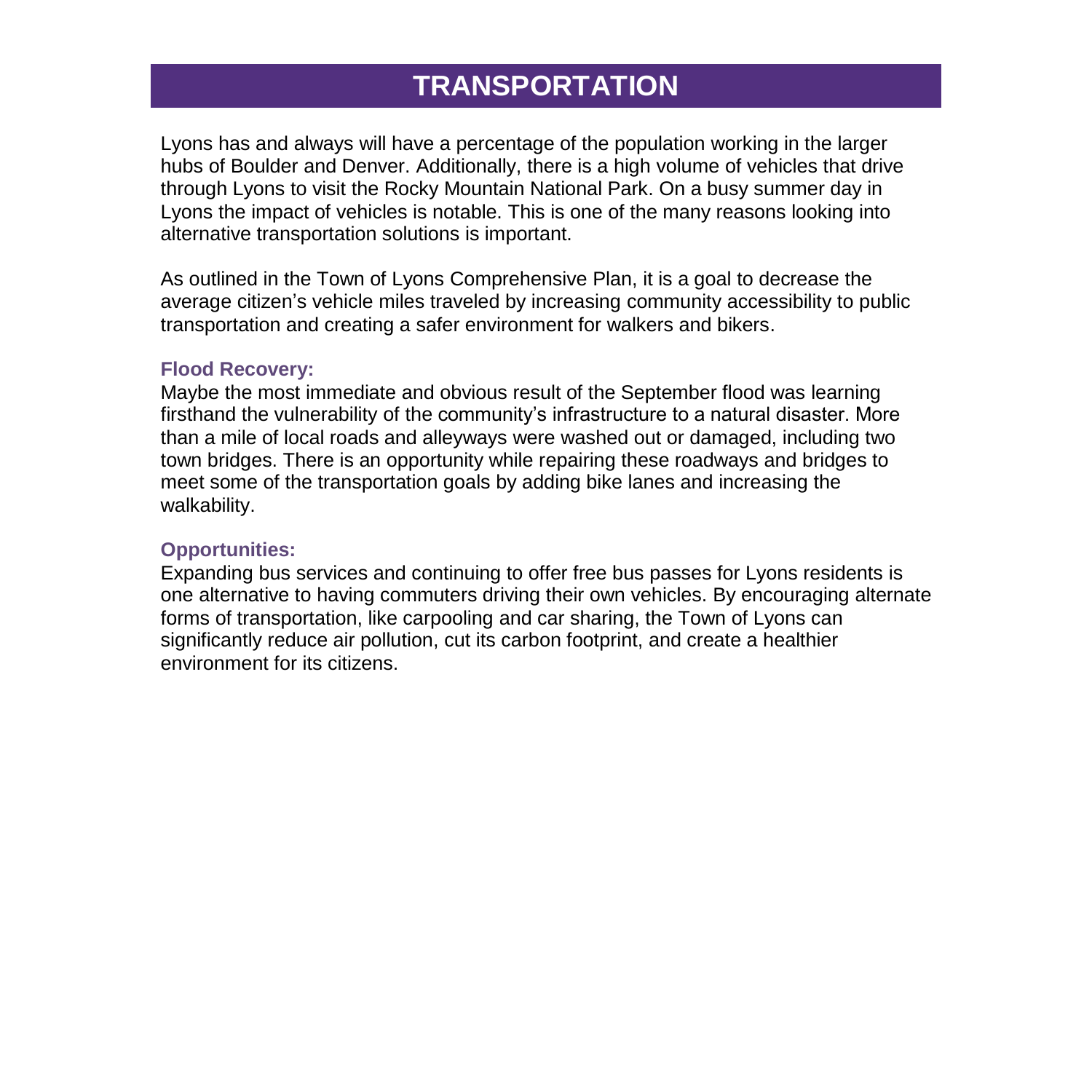# TRANSPORTATION

Lyons has and always will have a percentage of the population working in the larger hubs of Boulder and Denver. Additionally, there is a high volume of vehicles that drive through Lyons to visit the Rocky Mountain National Park. On a busy summer day in Lyons the impact of vehicles is notable. This is one of the many reasons looking into alternative transportation solutions is important.

As outlined in the Town of Lyons Comprehensive Plan, it is a goal to decrease the average citizen's vehicle miles traveled by increasing community accessibility to public transportation and creating a safer environment for walkers and bikers.

### Flood Recovery:

Maybe the most immediate and obvious result of the September flood was learning firsthand the vulnerability of the community's infrastructure to a natural disaster. More than a mile of local roads and alleyways were washed out or damaged, including two town bridges. There is an opportunity while repairing these roadways and bridges to meet some of the transportation goals by adding bike lanes and increasing the walkability.

### Opportunities:

Expanding bus services and continuing to offer free bus passes for Lyons residents is one alternative to having commuters driving their own vehicles. By encouraging alternate forms of transportation, like carpooling and car sharing, the Town of Lyons can significantly reduce air pollution, cut its carbon footprint, and create a healthier environment for its citizens.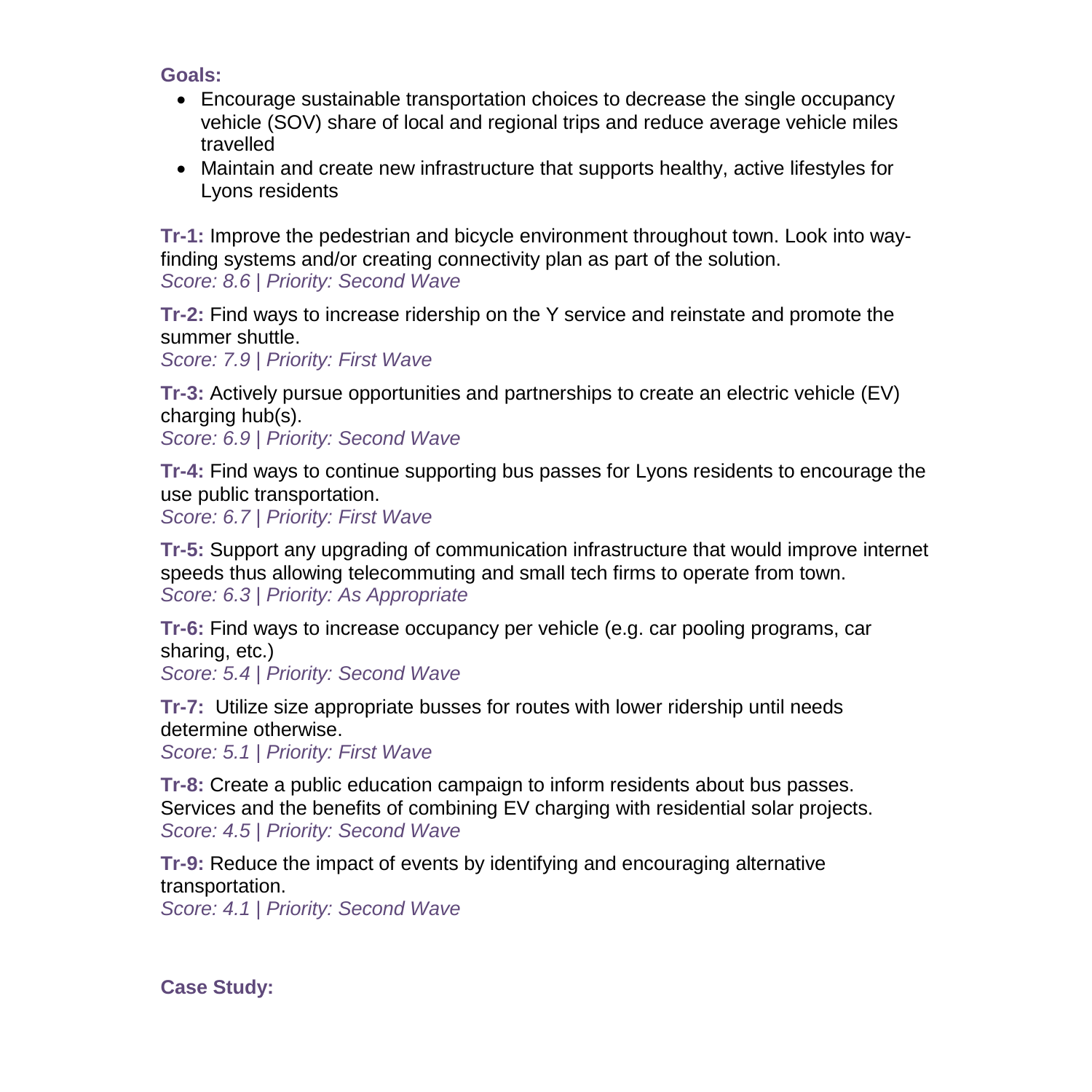**Goals:**

- Encourage sustainable transportation choices to decrease the single occupancy vehicle (SOV) share of local and regional trips and reduce average vehicle miles travelled
- Maintain and create new infrastructure that supports healthy, active lifestyles for Lyons residents

**Tr-1:** Improve the pedestrian and bicycle environment throughout town. Look into way-finding systems and/or creating connectivity plan as part of the solution.
*Score: 8.6 | Priority: Second Wave*

**Tr-2:** Find ways to increase ridership on the Y service and reinstate and promote the summer shuttle.
*Score: 7.9 | Priority: First Wave*

**Tr-3:** Actively pursue opportunities and partnerships to create an electric vehicle (EV) charging hub(s).
*Score: 6.9 | Priority: Second Wave*

**Tr-4:** Find ways to continue supporting bus passes for Lyons residents to encourage the use public transportation.
*Score: 6.7 | Priority: First Wave*

**Tr-5:** Support any upgrading of communication infrastructure that would improve internet speeds thus allowing telecommuting and small tech firms to operate from town.
*Score: 6.3 | Priority: As Appropriate*

**Tr-6:** Find ways to increase occupancy per vehicle (e.g. car pooling programs, car sharing, etc.)
*Score: 5.4 | Priority: Second Wave*

**Tr-7:** Utilize size appropriate busses for routes with lower ridership until needs determine otherwise.
*Score: 5.1 | Priority: First Wave*

**Tr-8:** Create a public education campaign to inform residents about bus passes. Services and the benefits of combining EV charging with residential solar projects.
*Score: 4.5 | Priority: Second Wave*

**Tr-9:** Reduce the impact of events by identifying and encouraging alternative transportation.
*Score: 4.1 | Priority: Second Wave*

**Case Study:**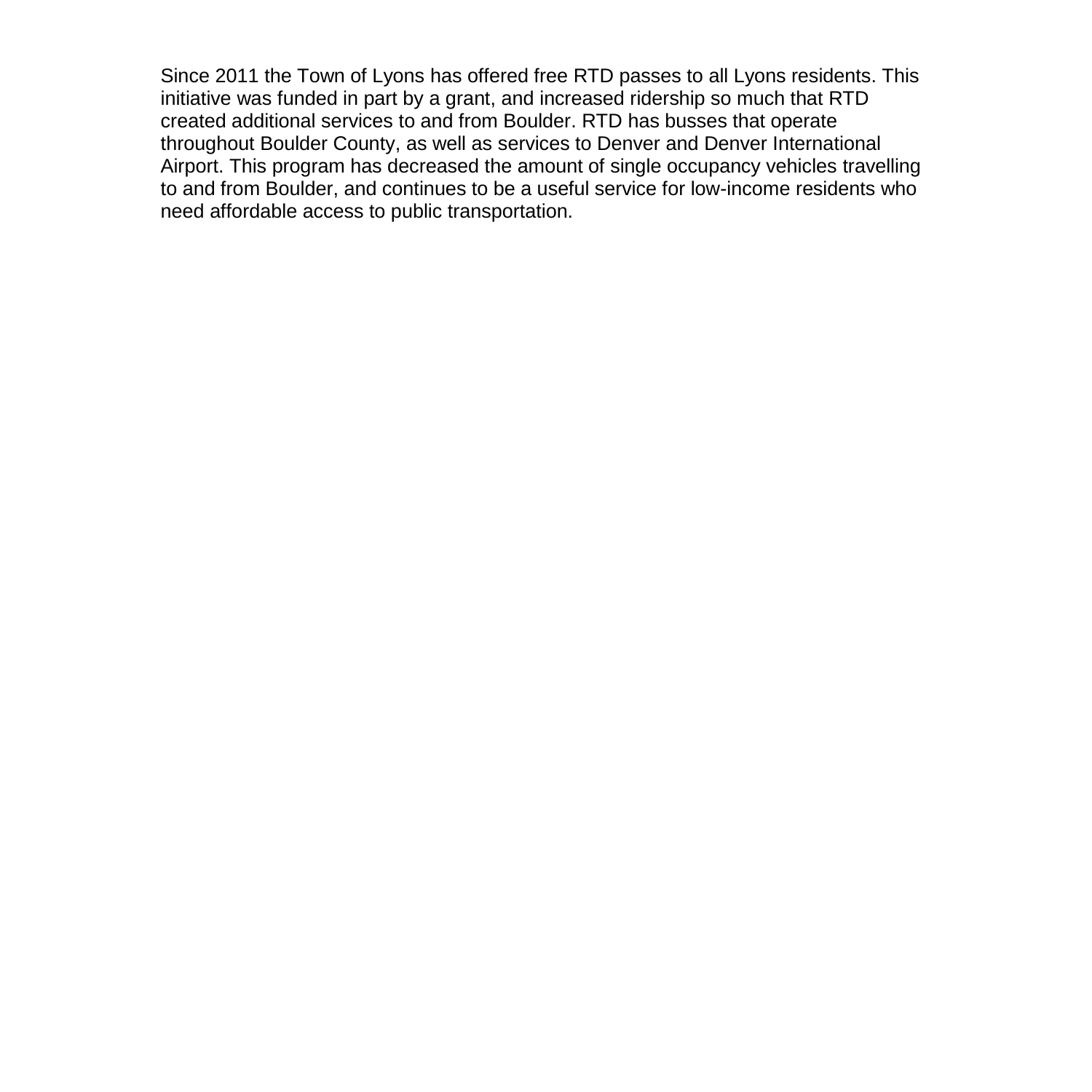Since 2011 the Town of Lyons has offered free RTD passes to all Lyons residents. This initiative was funded in part by a grant, and increased ridership so much that RTD created additional services to and from Boulder. RTD has busses that operate throughout Boulder County, as well as services to Denver and Denver International Airport. This program has decreased the amount of single occupancy vehicles travelling to and from Boulder, and continues to be a useful service for low-income residents who need affordable access to public transportation.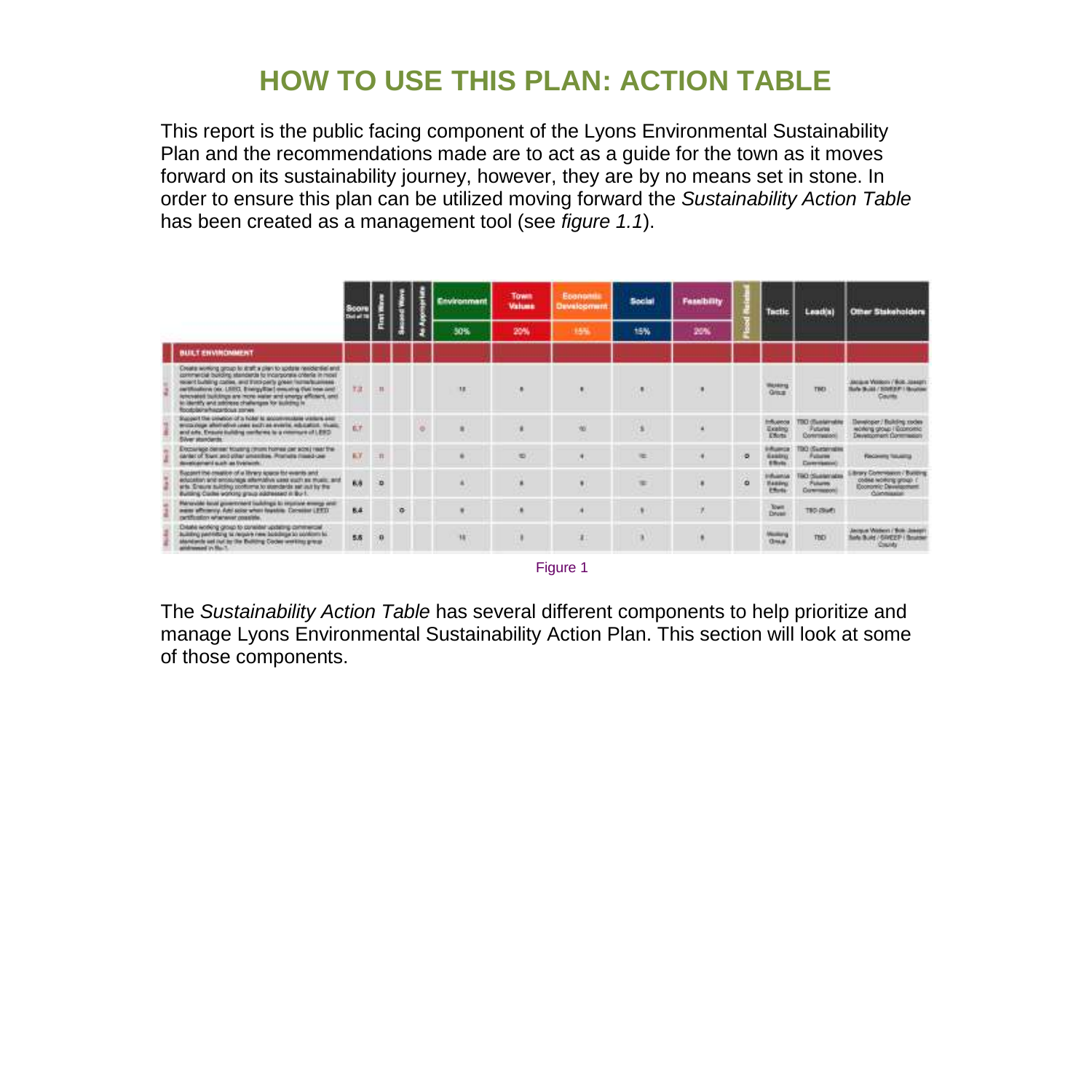# HOW TO USE THIS PLAN: ACTION TABLE

This report is the public facing component of the Lyons Environmental Sustainability Plan and the recommendations made are to act as a guide for the town as it moves forward on its sustainability journey, however, they are by no means set in stone. In order to ensure this plan can be utilized moving forward the *Sustainability Action Table* has been created as a management tool (see *figure 1.1*).

| | Score Out of 10 | First Wave | Second Wave | As Appropriate | Environment 30% | Town Values 20% | Economic Development 15% | Social 15% | Feasibility 20% | Flood Related | Tactic | Lead(s) | Other Stakeholders |
|---|---|---|---|---|---|---|---|---|---|---|---|---|---|
| **BUILT ENVIRONMENT** | | | | | | | | | | | | | |
| Create working group to draft a plan to update residential and commercial building standards to incorporate criteria in most recent building codes, and third-party green home/business certifications (ex. LEED, EnergyStar) ensuring that new and renovated buildings are more water and energy efficient, and to identify and address challenges for building in floodplains/hazardous zones | 7.2 | o | | | 10 | 6 | 6 | 6 | 6 | | Working Group | TBD | Jacque Watson / Bob Joseph Safe Build / SWEEP / Boulder County |
| Support the creation of a hotel to accommodate visitors and encourage alternative uses such as events, education, music, and arts. Ensure building conforms to a minimum of LEED Silver standards. | 6.7 | | | o | 8 | 6 | 10 | 5 | 4 | | Influence Existing Efforts | TBD (Sustainable Futures Commission) | Developer / Building codes working group / Economic Development Commission |
| Encourage denser housing (more homes per acre) near the center of town and other amenities. Promote mixed-use development such as live/work. | 6.7 | o | | | 6 | 10 | 4 | 10 | 4 | o | Influence Existing Efforts | TBD (Sustainable Futures Commission) | Recovery housing |
| Support the creation of a library space for events and education and encourage alternative uses such as music, and arts. Ensure building conforms to standards set out by the Building Codes working group addressed in Bu-1. | 6.6 | o | | | 4 | 8 | 6 | 10 | 6 | o | Influence Existing Efforts | TBD (Sustainable Futures Commission) | Library Commission / Building codes working group / Economic Development Commission |
| Renovate local government buildings to improve energy and water efficiency. Add solar when feasible. Consider LEED certification whenever possible. | 6.4 | | o | | 8 | 6 | 4 | 6 | 7 | | Town Driven | TBD (Staff) | |
| Create working group to consider updating commercial building permitting to require new buildings to conform to standards set out by the Building Codes working group addressed in Bu-1. | 5.8 | o | | | 10 | 3 | 2 | 3 | 6 | | Working Group | TBD | Jacque Watson / Bob Joseph Safe Build / SWEEP / Boulder County |

Figure 1

The *Sustainability Action Table* has several different components to help prioritize and manage Lyons Environmental Sustainability Action Plan. This section will look at some of those components.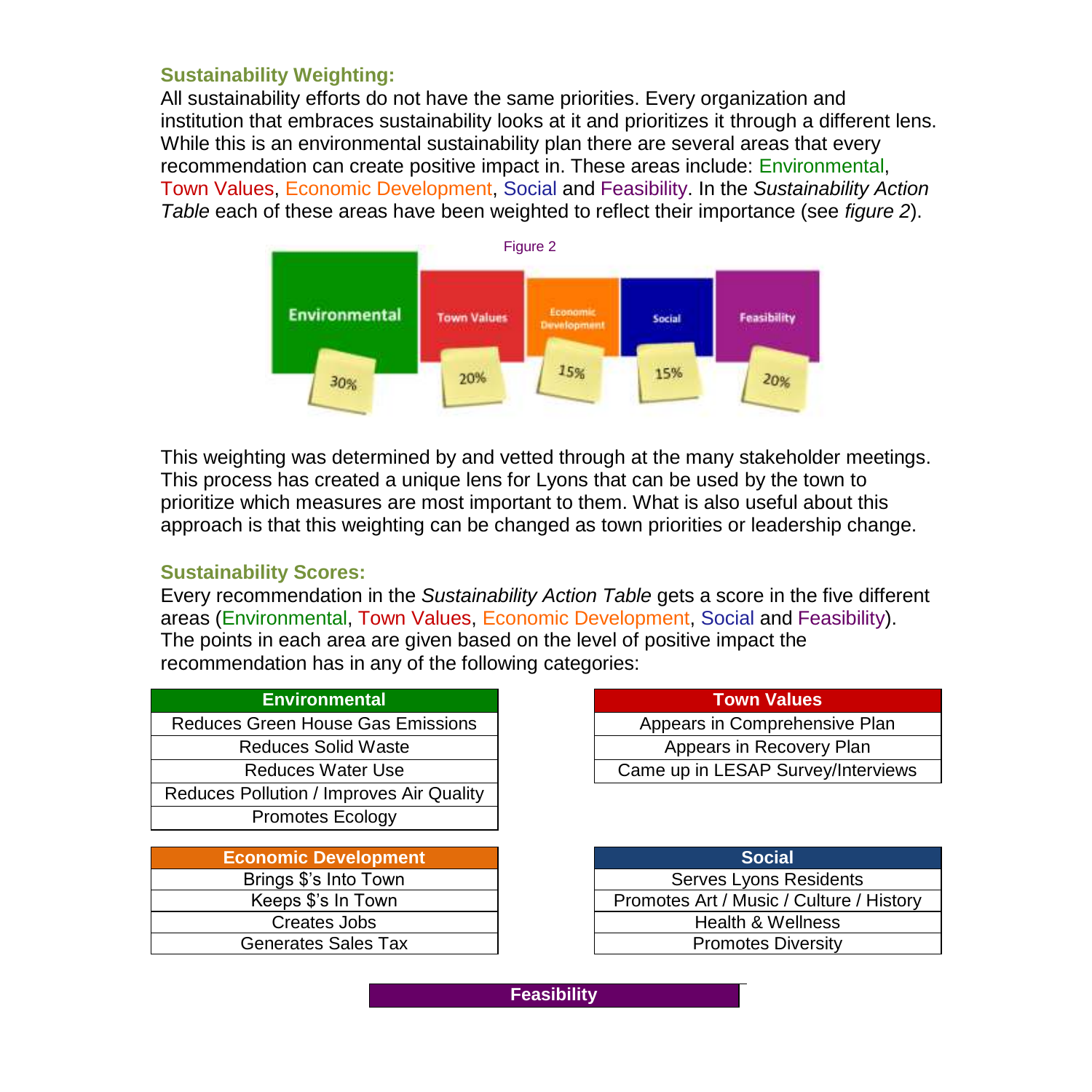### Sustainability Weighting:

All sustainability efforts do not have the same priorities. Every organization and institution that embraces sustainability looks at it and prioritizes it through a different lens. While this is an environmental sustainability plan there are several areas that every recommendation can create positive impact in. These areas include: Environmental, Town Values, Economic Development, Social and Feasibility. In the *Sustainability Action Table* each of these areas have been weighted to reflect their importance (see *figure 2*).

Figure 2

| Environmental | Town Values | Economic Development | Social | Feasibility |
|---|---|---|---|---|
| 30% | 20% | 15% | 15% | 20% |

This weighting was determined by and vetted through at the many stakeholder meetings. This process has created a unique lens for Lyons that can be used by the town to prioritize which measures are most important to them. What is also useful about this approach is that this weighting can be changed as town priorities or leadership change.

### Sustainability Scores:

Every recommendation in the *Sustainability Action Table* gets a score in the five different areas (Environmental, Town Values, Economic Development, Social and Feasibility). The points in each area are given based on the level of positive impact the recommendation has in any of the following categories:

| Environmental |
|---|
| Reduces Green House Gas Emissions |
| Reduces Solid Waste |
| Reduces Water Use |
| Reduces Pollution / Improves Air Quality |
| Promotes Ecology |

| Town Values |
|---|
| Appears in Comprehensive Plan |
| Appears in Recovery Plan |
| Came up in LESAP Survey/Interviews |

| Economic Development |
|---|
| Brings $'s Into Town |
| Keeps $'s In Town |
| Creates Jobs |
| Generates Sales Tax |

| Social |
|---|
| Serves Lyons Residents |
| Promotes Art / Music / Culture / History |
| Health & Wellness |
| Promotes Diversity |

| Feasibility |
|---|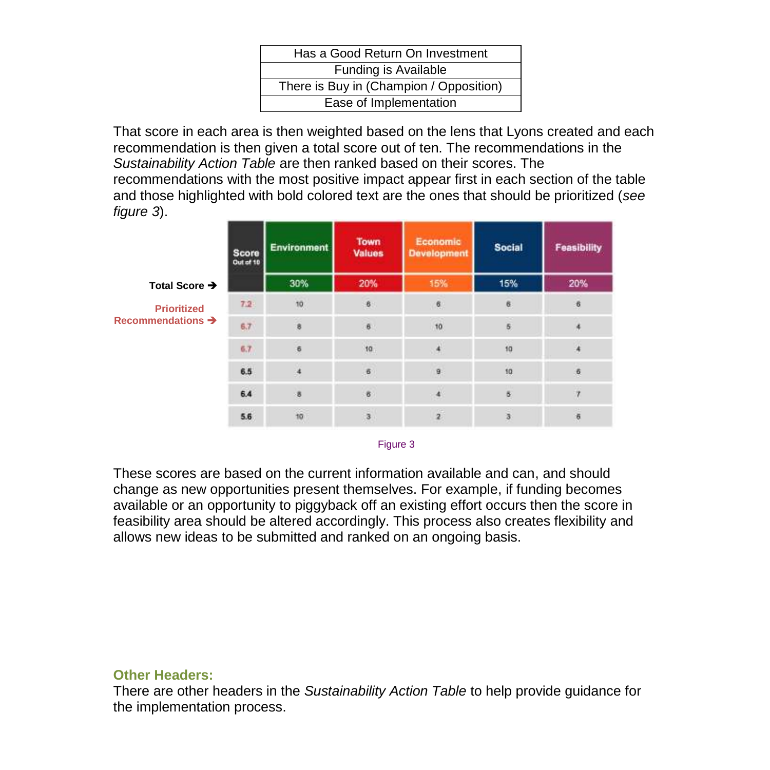| Has a Good Return On Investment |
|---|
| Funding is Available |
| There is Buy in (Champion / Opposition) |
| Ease of Implementation |

That score in each area is then weighted based on the lens that Lyons created and each recommendation is then given a total score out of ten. The recommendations in the *Sustainability Action Table* are then ranked based on their scores. The recommendations with the most positive impact appear first in each section of the table and those highlighted with bold colored text are the ones that should be prioritized (*see figure 3*).

| | Score Out of 10 | Environment | Town Values | Economic Development | Social | Feasibility |
|---|---|---|---|---|---|---|
| **Total Score →** | | 30% | 20% | 15% | 15% | 20% |
| **Prioritized Recommendations →** | 7.2 | 10 | 6 | 6 | 6 | 6 |
| | 6.7 | 8 | 6 | 10 | 5 | 4 |
| | 6.7 | 6 | 10 | 4 | 10 | 4 |
| | 6.5 | 4 | 6 | 9 | 10 | 6 |
| | 6.4 | 8 | 6 | 4 | 5 | 7 |
| | 5.6 | 10 | 3 | 2 | 3 | 6 |

Figure 3

These scores are based on the current information available and can, and should change as new opportunities present themselves. For example, if funding becomes available or an opportunity to piggyback off an existing effort occurs then the score in feasibility area should be altered accordingly. This process also creates flexibility and allows new ideas to be submitted and ranked on an ongoing basis.

### Other Headers:

There are other headers in the *Sustainability Action Table* to help provide guidance for the implementation process.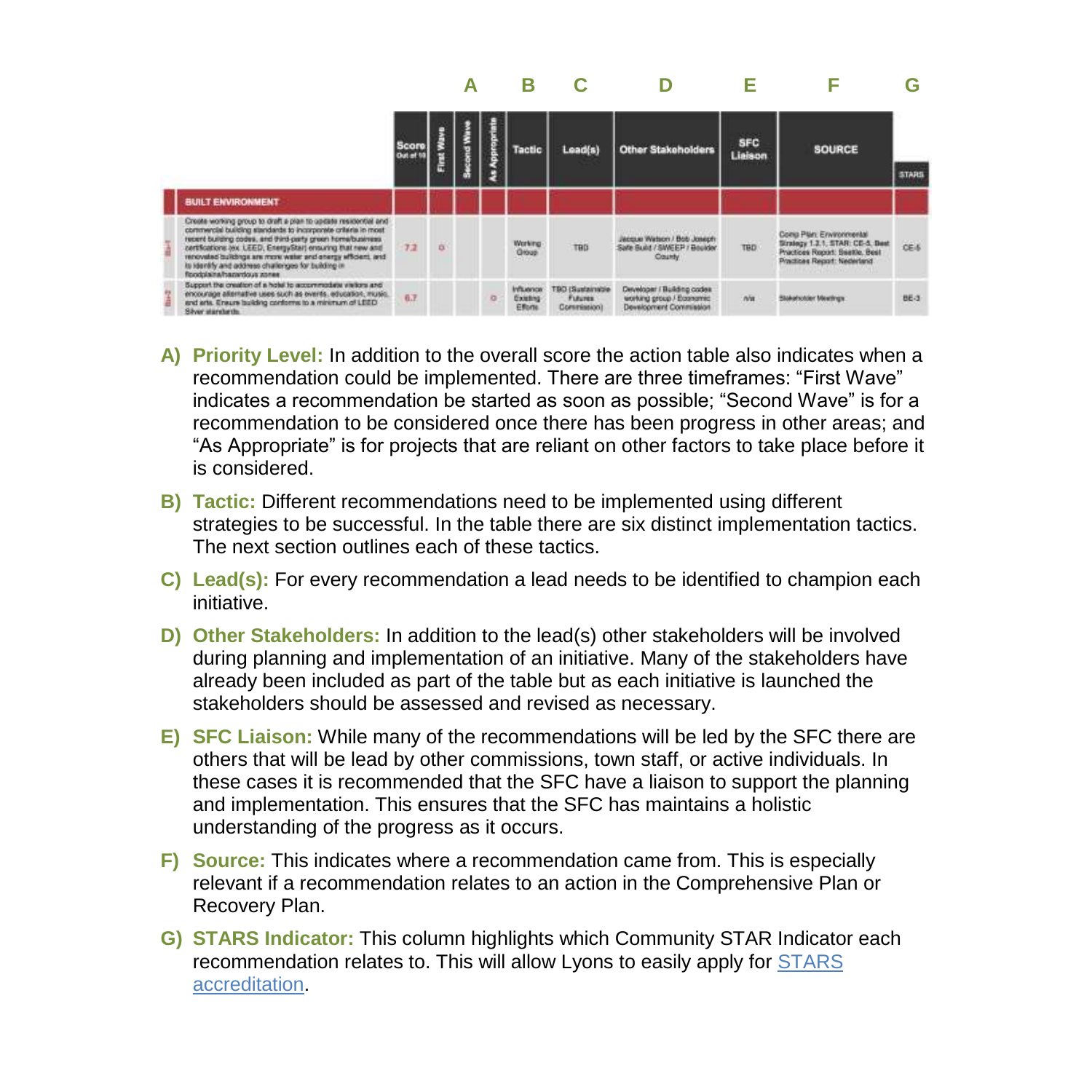| | Score Out of 10 | First Wave | Second Wave | As Appropriate | Tactic | Lead(s) | Other Stakeholders | SFC Liaison | SOURCE | STARS |
|---|---|---|---|---|---|---|---|---|---|---|
| | | | A | | B | C | D | E | F | G |
| **BUILT ENVIRONMENT** | | | | | | | | | | |
| BE-1 Create working group to draft a plan to update residential and commercial building standards to incorporate criteria in most recent building codes, and third-party green home/business certifications (ex. LEED, EnergyStar) ensuring that new and renovated buildings are more water and energy efficient, and to identify and address challenges for building in floodplains/hazardous zones | 7.2 | o | | | Working Group | TBD | Jacque Watson / Bob Joseph Safe Build / SWEEP / Boulder County | TBD | Comp Plan: Environmental Strategy 1.2.1, STAR: CE-5, Best Practices Report: Seattle, Best Practices Report: Nederland | CE-5 |
| BE-2 Support the creation of a hotel to accommodate visitors and encourage alternative uses such as events, education, music, and arts. Ensure building conforms to a minimum of LEED Silver standards. | 6.7 | | | o | Influence Existing Efforts | TBD (Sustainable Futures Commission) | Developer / Building codes working group / Economic Development Commission | n/a | Stakeholder Meetings | BE-3 |

A) **Priority Level:** In addition to the overall score the action table also indicates when a recommendation could be implemented. There are three timeframes: "First Wave" indicates a recommendation be started as soon as possible; "Second Wave" is for a recommendation to be considered once there has been progress in other areas; and "As Appropriate" is for projects that are reliant on other factors to take place before it is considered.

B) **Tactic:** Different recommendations need to be implemented using different strategies to be successful. In the table there are six distinct implementation tactics. The next section outlines each of these tactics.

C) **Lead(s):** For every recommendation a lead needs to be identified to champion each initiative.

D) **Other Stakeholders:** In addition to the lead(s) other stakeholders will be involved during planning and implementation of an initiative. Many of the stakeholders have already been included as part of the table but as each initiative is launched the stakeholders should be assessed and revised as necessary.

E) **SFC Liaison:** While many of the recommendations will be led by the SFC there are others that will be lead by other commissions, town staff, or active individuals. In these cases it is recommended that the SFC have a liaison to support the planning and implementation. This ensures that the SFC has maintains a holistic understanding of the progress as it occurs.

F) **Source:** This indicates where a recommendation came from. This is especially relevant if a recommendation relates to an action in the Comprehensive Plan or Recovery Plan.

G) **STARS Indicator:** This column highlights which Community STAR Indicator each recommendation relates to. This will allow Lyons to easily apply for [STARS accreditation].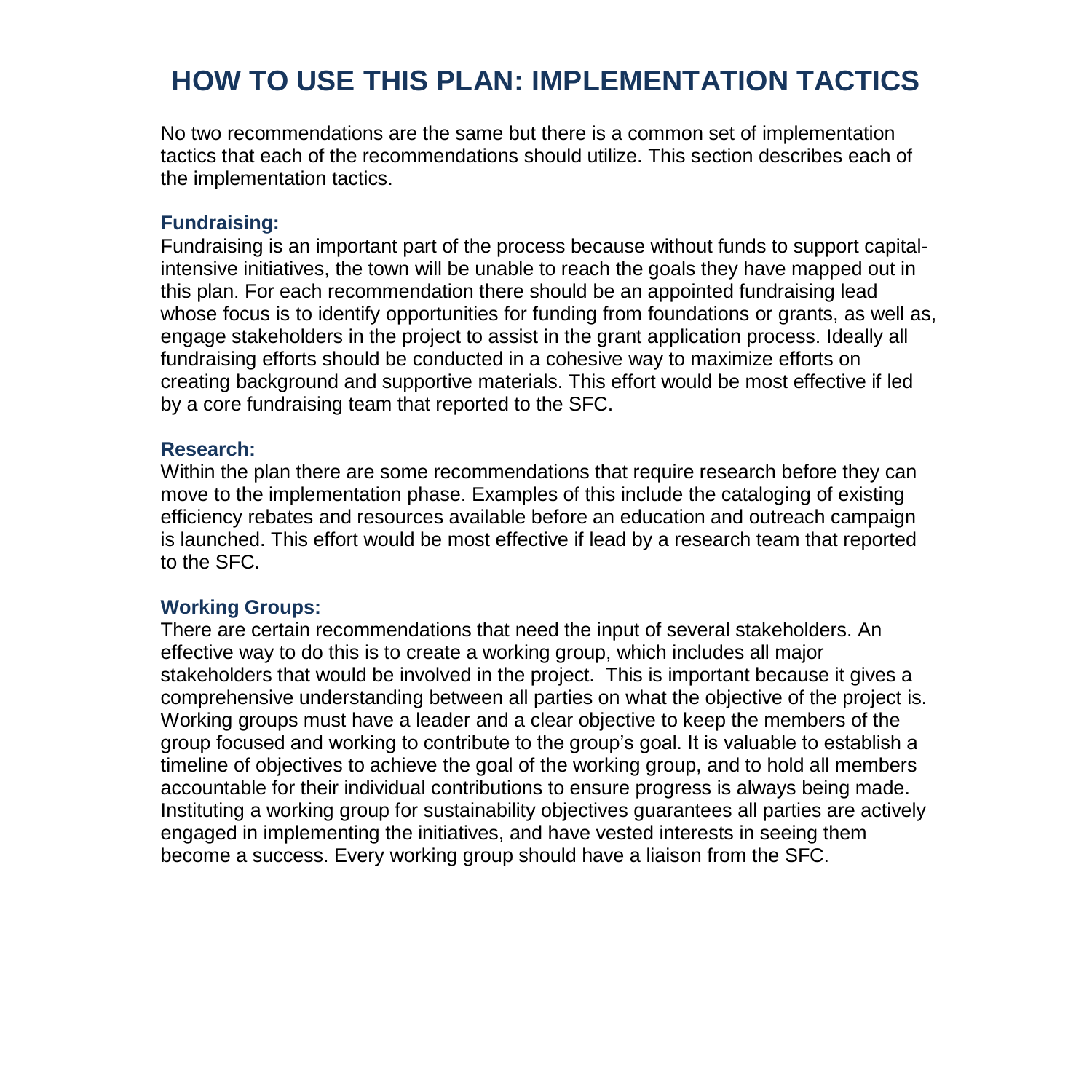# HOW TO USE THIS PLAN: IMPLEMENTATION TACTICS

No two recommendations are the same but there is a common set of implementation tactics that each of the recommendations should utilize. This section describes each of the implementation tactics.

### Fundraising:

Fundraising is an important part of the process because without funds to support capital-intensive initiatives, the town will be unable to reach the goals they have mapped out in this plan. For each recommendation there should be an appointed fundraising lead whose focus is to identify opportunities for funding from foundations or grants, as well as, engage stakeholders in the project to assist in the grant application process. Ideally all fundraising efforts should be conducted in a cohesive way to maximize efforts on creating background and supportive materials. This effort would be most effective if led by a core fundraising team that reported to the SFC.

### Research:

Within the plan there are some recommendations that require research before they can move to the implementation phase. Examples of this include the cataloging of existing efficiency rebates and resources available before an education and outreach campaign is launched. This effort would be most effective if lead by a research team that reported to the SFC.

### Working Groups:

There are certain recommendations that need the input of several stakeholders. An effective way to do this is to create a working group, which includes all major stakeholders that would be involved in the project. This is important because it gives a comprehensive understanding between all parties on what the objective of the project is. Working groups must have a leader and a clear objective to keep the members of the group focused and working to contribute to the group's goal. It is valuable to establish a timeline of objectives to achieve the goal of the working group, and to hold all members accountable for their individual contributions to ensure progress is always being made. Instituting a working group for sustainability objectives guarantees all parties are actively engaged in implementing the initiatives, and have vested interests in seeing them become a success. Every working group should have a liaison from the SFC.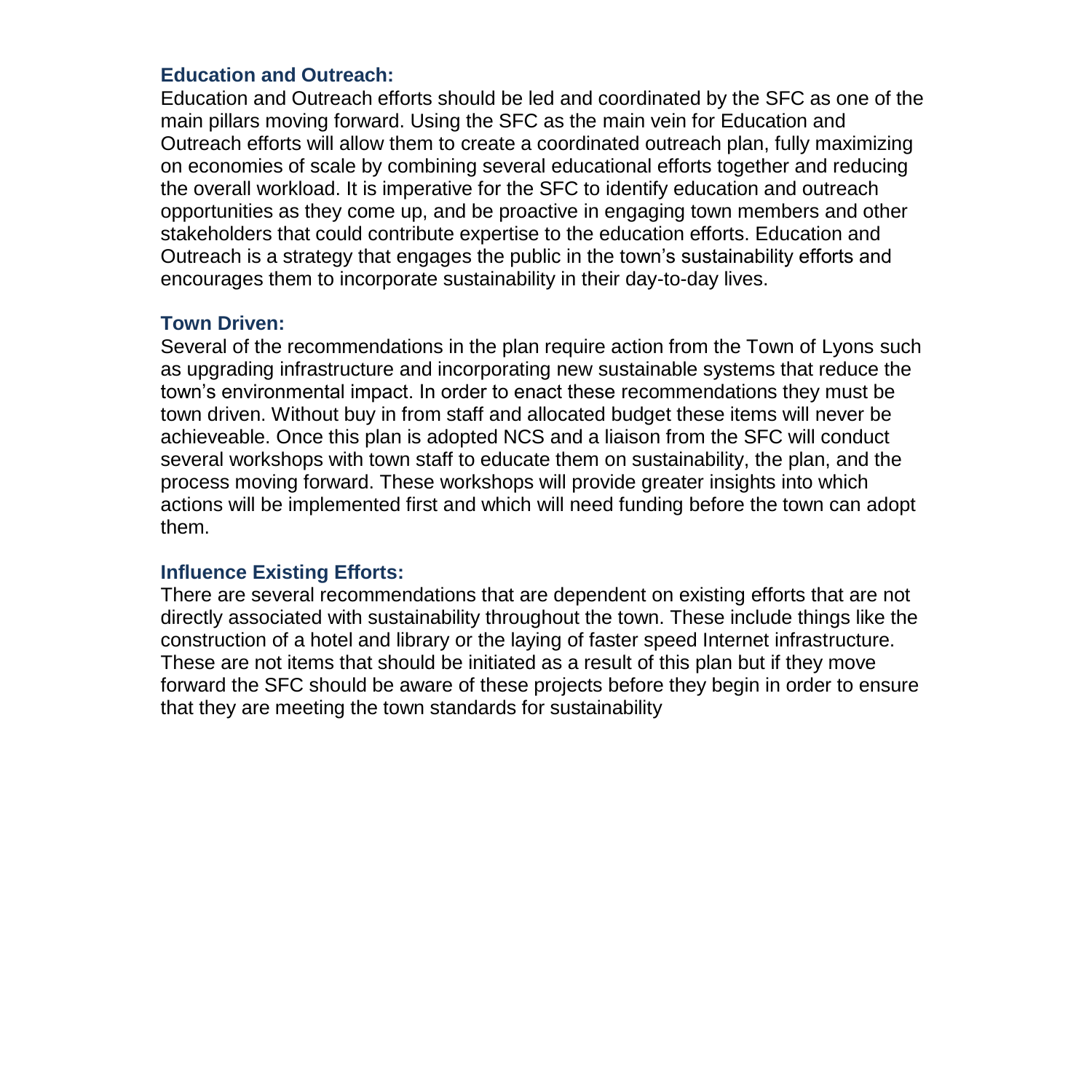### Education and Outreach:

Education and Outreach efforts should be led and coordinated by the SFC as one of the main pillars moving forward. Using the SFC as the main vein for Education and Outreach efforts will allow them to create a coordinated outreach plan, fully maximizing on economies of scale by combining several educational efforts together and reducing the overall workload. It is imperative for the SFC to identify education and outreach opportunities as they come up, and be proactive in engaging town members and other stakeholders that could contribute expertise to the education efforts. Education and Outreach is a strategy that engages the public in the town's sustainability efforts and encourages them to incorporate sustainability in their day-to-day lives.

### Town Driven:

Several of the recommendations in the plan require action from the Town of Lyons such as upgrading infrastructure and incorporating new sustainable systems that reduce the town's environmental impact. In order to enact these recommendations they must be town driven. Without buy in from staff and allocated budget these items will never be achieveable. Once this plan is adopted NCS and a liaison from the SFC will conduct several workshops with town staff to educate them on sustainability, the plan, and the process moving forward. These workshops will provide greater insights into which actions will be implemented first and which will need funding before the town can adopt them.

### Influence Existing Efforts:

There are several recommendations that are dependent on existing efforts that are not directly associated with sustainability throughout the town. These include things like the construction of a hotel and library or the laying of faster speed Internet infrastructure. These are not items that should be initiated as a result of this plan but if they move forward the SFC should be aware of these projects before they begin in order to ensure that they are meeting the town standards for sustainability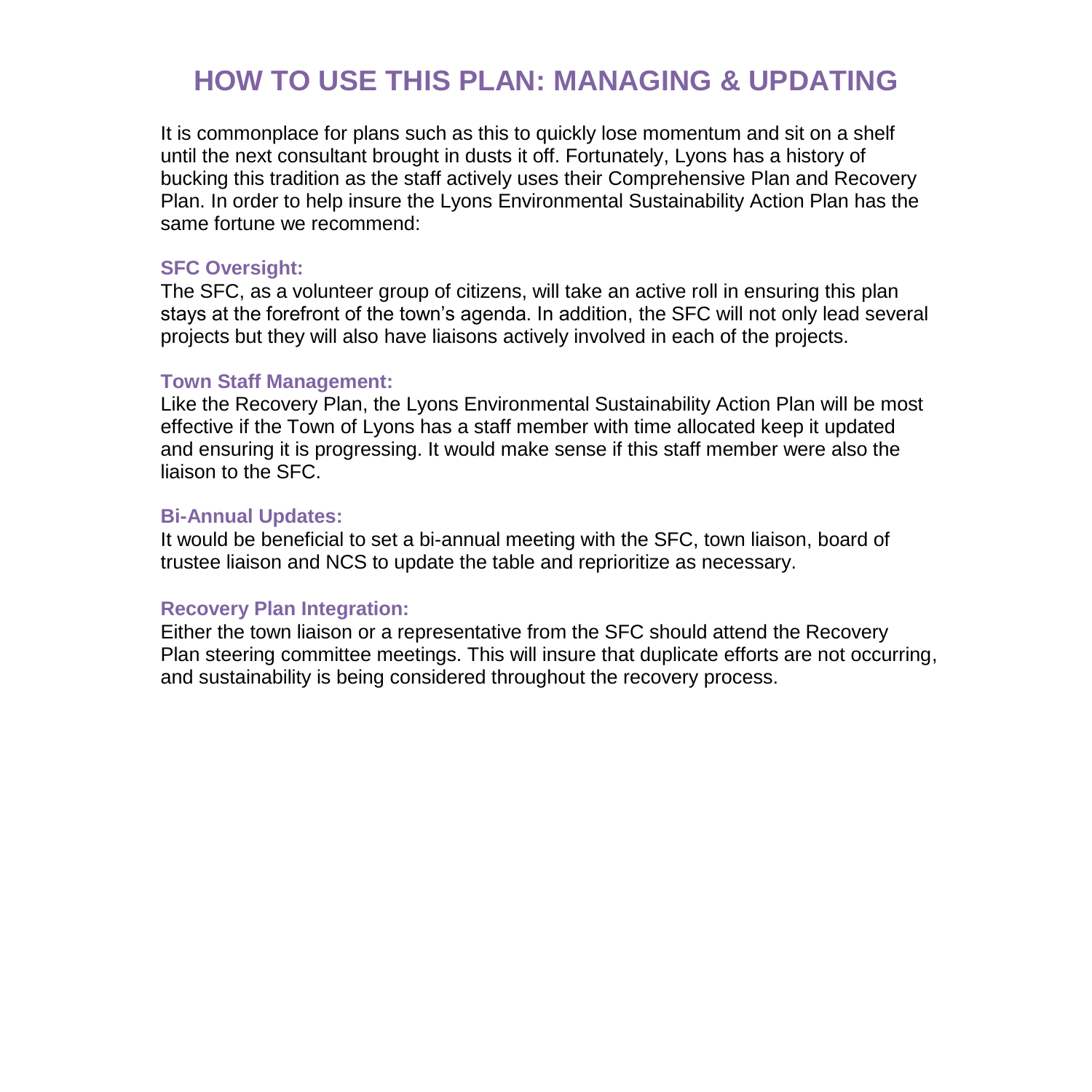# HOW TO USE THIS PLAN: MANAGING & UPDATING

It is commonplace for plans such as this to quickly lose momentum and sit on a shelf until the next consultant brought in dusts it off. Fortunately, Lyons has a history of bucking this tradition as the staff actively uses their Comprehensive Plan and Recovery Plan. In order to help insure the Lyons Environmental Sustainability Action Plan has the same fortune we recommend:

### SFC Oversight:

The SFC, as a volunteer group of citizens, will take an active roll in ensuring this plan stays at the forefront of the town's agenda. In addition, the SFC will not only lead several projects but they will also have liaisons actively involved in each of the projects.

### Town Staff Management:

Like the Recovery Plan, the Lyons Environmental Sustainability Action Plan will be most effective if the Town of Lyons has a staff member with time allocated keep it updated and ensuring it is progressing. It would make sense if this staff member were also the liaison to the SFC.

### Bi-Annual Updates:

It would be beneficial to set a bi-annual meeting with the SFC, town liaison, board of trustee liaison and NCS to update the table and reprioritize as necessary.

### Recovery Plan Integration:

Either the town liaison or a representative from the SFC should attend the Recovery Plan steering committee meetings. This will insure that duplicate efforts are not occurring, and sustainability is being considered throughout the recovery process.